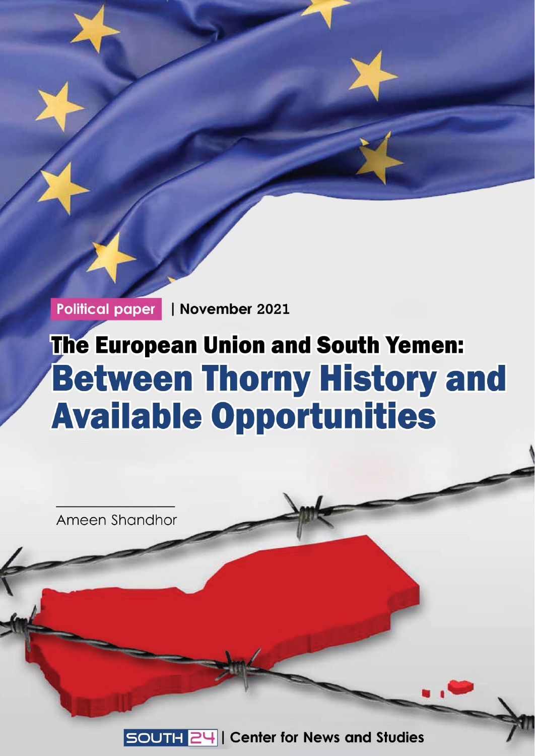**Political paper** | November 2021

# The European Union and South Yemen: Between Thorny History and Available Opportunities

Ameen Shandhor

SOUTH 24 | Center for News and Studies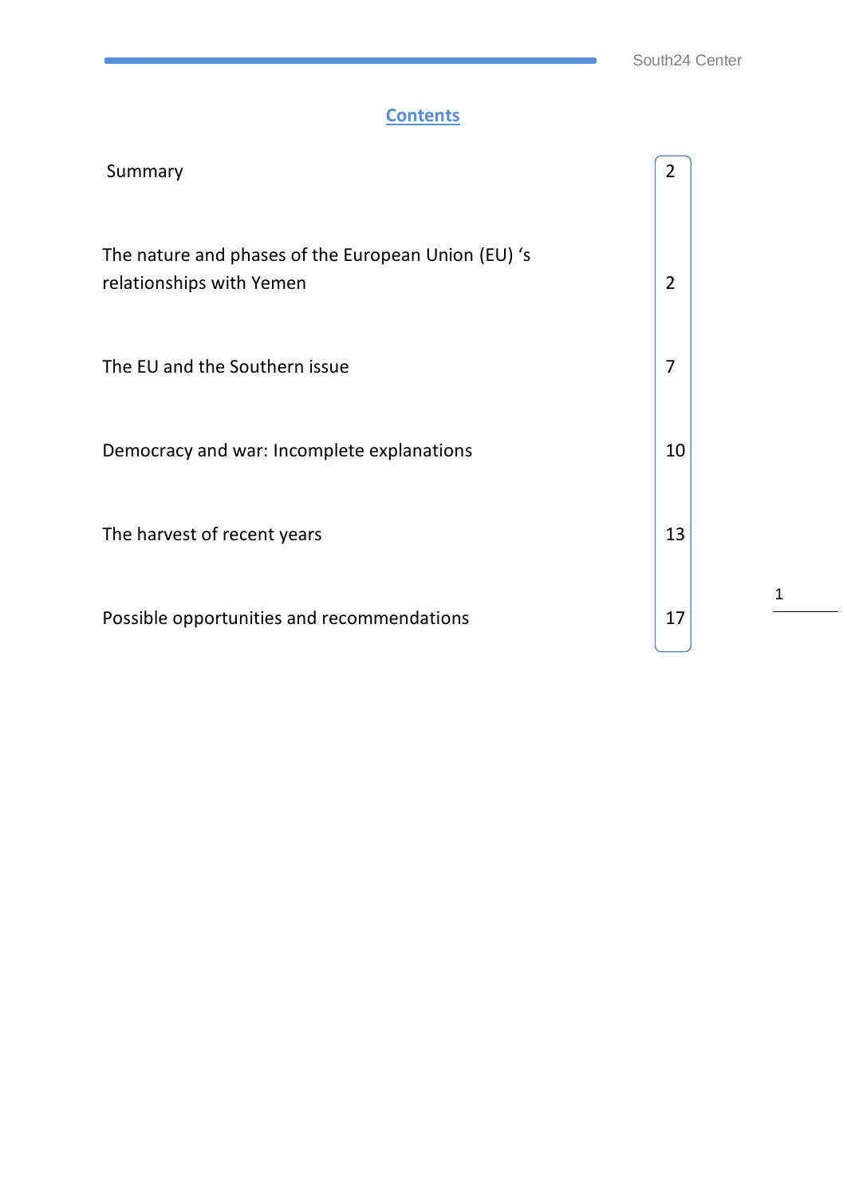## Contents

| | |
|---|---|
| Summary | 2 |
| The nature and phases of the European Union (EU) 's relationships with Yemen | 2 |
| The EU and the Southern issue | 7 |
| Democracy and war: Incomplete explanations | 10 |
| The harvest of recent years | 13 |
| Possible opportunities and recommendations | 17 |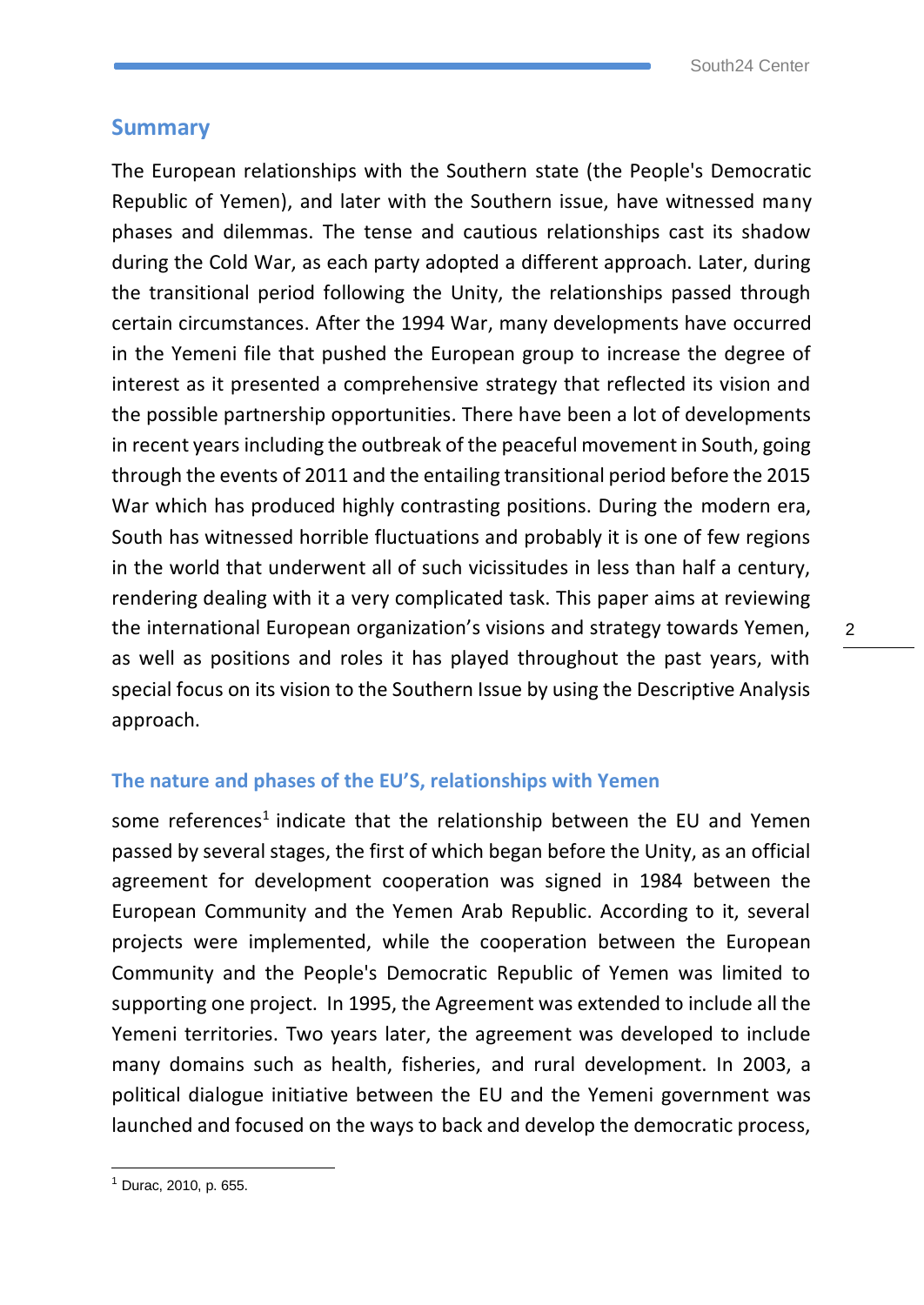## Summary

The European relationships with the Southern state (the People's Democratic Republic of Yemen), and later with the Southern issue, have witnessed many phases and dilemmas. The tense and cautious relationships cast its shadow during the Cold War, as each party adopted a different approach. Later, during the transitional period following the Unity, the relationships passed through certain circumstances. After the 1994 War, many developments have occurred in the Yemeni file that pushed the European group to increase the degree of interest as it presented a comprehensive strategy that reflected its vision and the possible partnership opportunities. There have been a lot of developments in recent years including the outbreak of the peaceful movement in South, going through the events of 2011 and the entailing transitional period before the 2015 War which has produced highly contrasting positions. During the modern era, South has witnessed horrible fluctuations and probably it is one of few regions in the world that underwent all of such vicissitudes in less than half a century, rendering dealing with it a very complicated task. This paper aims at reviewing the international European organization's visions and strategy towards Yemen, as well as positions and roles it has played throughout the past years, with special focus on its vision to the Southern Issue by using the Descriptive Analysis approach.

### The nature and phases of the EU'S, relationships with Yemen

some references[1] indicate that the relationship between the EU and Yemen passed by several stages, the first of which began before the Unity, as an official agreement for development cooperation was signed in 1984 between the European Community and the Yemen Arab Republic. According to it, several projects were implemented, while the cooperation between the European Community and the People's Democratic Republic of Yemen was limited to supporting one project. In 1995, the Agreement was extended to include all the Yemeni territories. Two years later, the agreement was developed to include many domains such as health, fisheries, and rural development. In 2003, a political dialogue initiative between the EU and the Yemeni government was launched and focused on the ways to back and develop the democratic process,

---

[1] Durac, 2010, p. 655.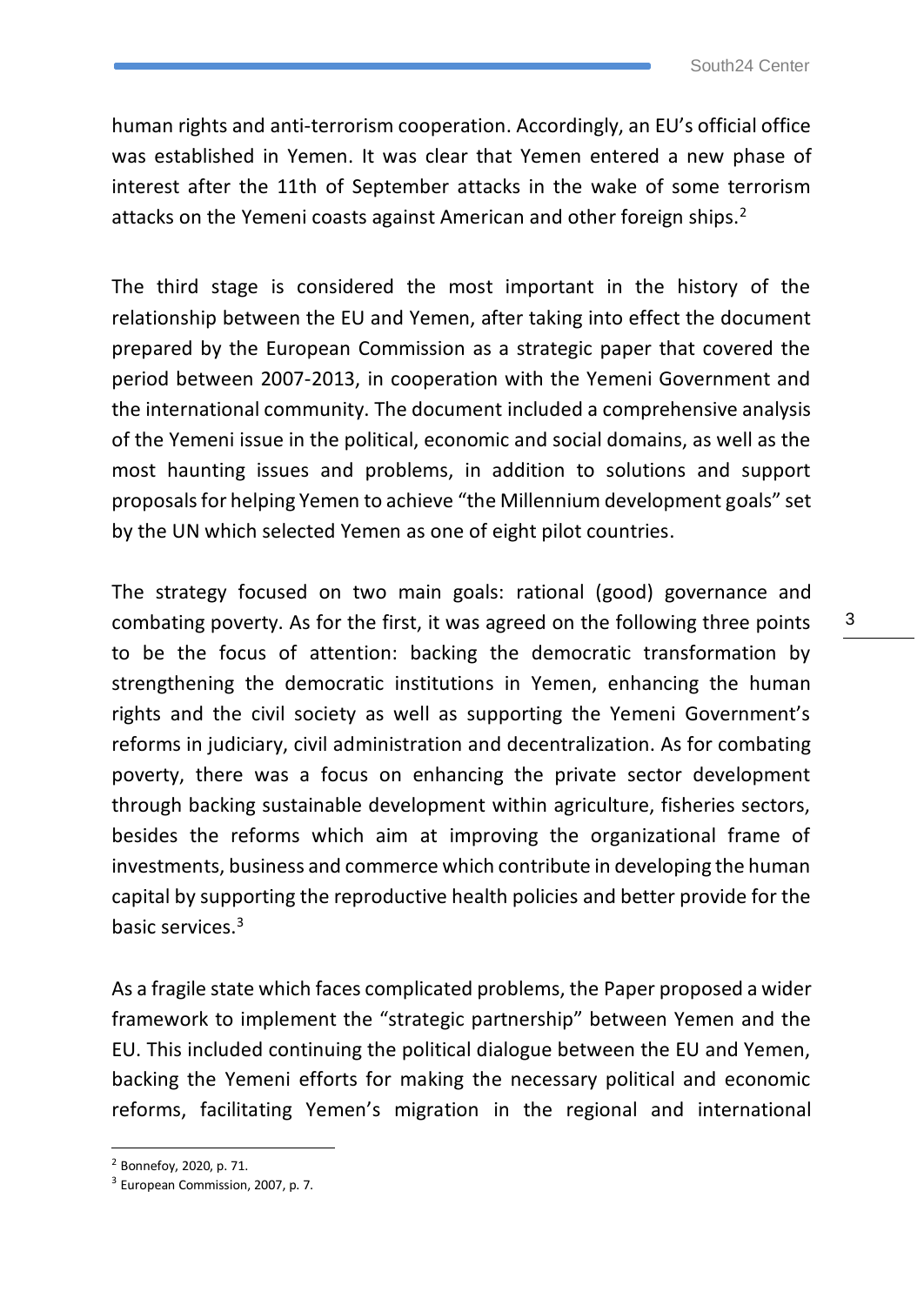human rights and anti-terrorism cooperation. Accordingly, an EU's official office was established in Yemen. It was clear that Yemen entered a new phase of interest after the 11th of September attacks in the wake of some terrorism attacks on the Yemeni coasts against American and other foreign ships.[2]

The third stage is considered the most important in the history of the relationship between the EU and Yemen, after taking into effect the document prepared by the European Commission as a strategic paper that covered the period between 2007-2013, in cooperation with the Yemeni Government and the international community. The document included a comprehensive analysis of the Yemeni issue in the political, economic and social domains, as well as the most haunting issues and problems, in addition to solutions and support proposals for helping Yemen to achieve "the Millennium development goals" set by the UN which selected Yemen as one of eight pilot countries.

The strategy focused on two main goals: rational (good) governance and combating poverty. As for the first, it was agreed on the following three points to be the focus of attention: backing the democratic transformation by strengthening the democratic institutions in Yemen, enhancing the human rights and the civil society as well as supporting the Yemeni Government's reforms in judiciary, civil administration and decentralization. As for combating poverty, there was a focus on enhancing the private sector development through backing sustainable development within agriculture, fisheries sectors, besides the reforms which aim at improving the organizational frame of investments, business and commerce which contribute in developing the human capital by supporting the reproductive health policies and better provide for the basic services.[3]

As a fragile state which faces complicated problems, the Paper proposed a wider framework to implement the "strategic partnership" between Yemen and the EU. This included continuing the political dialogue between the EU and Yemen, backing the Yemeni efforts for making the necessary political and economic reforms, facilitating Yemen's migration in the regional and international

[2] Bonnefoy, 2020, p. 71.

[3] European Commission, 2007, p. 7.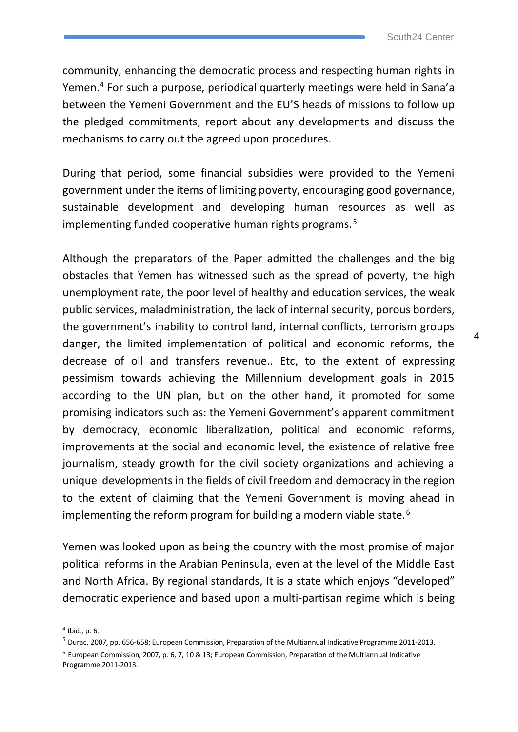community, enhancing the democratic process and respecting human rights in Yemen.[4] For such a purpose, periodical quarterly meetings were held in Sana'a between the Yemeni Government and the EU'S heads of missions to follow up the pledged commitments, report about any developments and discuss the mechanisms to carry out the agreed upon procedures.

During that period, some financial subsidies were provided to the Yemeni government under the items of limiting poverty, encouraging good governance, sustainable development and developing human resources as well as implementing funded cooperative human rights programs.[5]

Although the preparators of the Paper admitted the challenges and the big obstacles that Yemen has witnessed such as the spread of poverty, the high unemployment rate, the poor level of healthy and education services, the weak public services, maladministration, the lack of internal security, porous borders, the government's inability to control land, internal conflicts, terrorism groups danger, the limited implementation of political and economic reforms, the decrease of oil and transfers revenue.. Etc, to the extent of expressing pessimism towards achieving the Millennium development goals in 2015 according to the UN plan, but on the other hand, it promoted for some promising indicators such as: the Yemeni Government's apparent commitment by democracy, economic liberalization, political and economic reforms, improvements at the social and economic level, the existence of relative free journalism, steady growth for the civil society organizations and achieving a unique developments in the fields of civil freedom and democracy in the region to the extent of claiming that the Yemeni Government is moving ahead in implementing the reform program for building a modern viable state.[6]

Yemen was looked upon as being the country with the most promise of major political reforms in the Arabian Peninsula, even at the level of the Middle East and North Africa. By regional standards, It is a state which enjoys "developed" democratic experience and based upon a multi-partisan regime which is being

[4] Ibid., p. 6.

[5] Durac, 2007, pp. 656-658; European Commission, Preparation of the Multiannual Indicative Programme 2011-2013.

[6] European Commission, 2007, p. 6, 7, 10 & 13; European Commission, Preparation of the Multiannual Indicative Programme 2011-2013.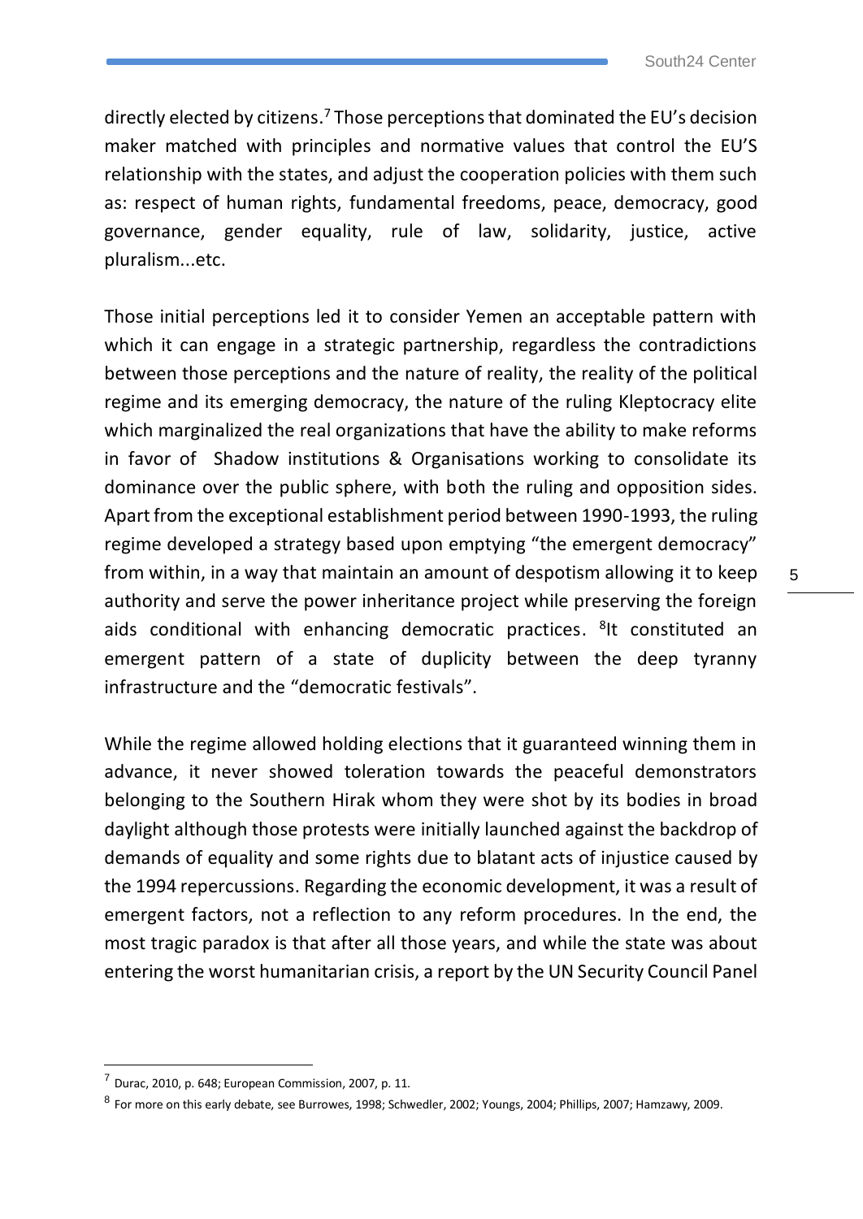directly elected by citizens.[7] Those perceptions that dominated the EU's decision maker matched with principles and normative values that control the EU'S relationship with the states, and adjust the cooperation policies with them such as: respect of human rights, fundamental freedoms, peace, democracy, good governance, gender equality, rule of law, solidarity, justice, active pluralism...etc.

Those initial perceptions led it to consider Yemen an acceptable pattern with which it can engage in a strategic partnership, regardless the contradictions between those perceptions and the nature of reality, the reality of the political regime and its emerging democracy, the nature of the ruling Kleptocracy elite which marginalized the real organizations that have the ability to make reforms in favor of Shadow institutions & Organisations working to consolidate its dominance over the public sphere, with both the ruling and opposition sides. Apart from the exceptional establishment period between 1990-1993, the ruling regime developed a strategy based upon emptying "the emergent democracy" from within, in a way that maintain an amount of despotism allowing it to keep authority and serve the power inheritance project while preserving the foreign aids conditional with enhancing democratic practices. [8]It constituted an emergent pattern of a state of duplicity between the deep tyranny infrastructure and the "democratic festivals".

While the regime allowed holding elections that it guaranteed winning them in advance, it never showed toleration towards the peaceful demonstrators belonging to the Southern Hirak whom they were shot by its bodies in broad daylight although those protests were initially launched against the backdrop of demands of equality and some rights due to blatant acts of injustice caused by the 1994 repercussions. Regarding the economic development, it was a result of emergent factors, not a reflection to any reform procedures. In the end, the most tragic paradox is that after all those years, and while the state was about entering the worst humanitarian crisis, a report by the UN Security Council Panel

---

[7] Durac, 2010, p. 648; European Commission, 2007, p. 11.

[8] For more on this early debate, see Burrowes, 1998; Schwedler, 2002; Youngs, 2004; Phillips, 2007; Hamzawy, 2009.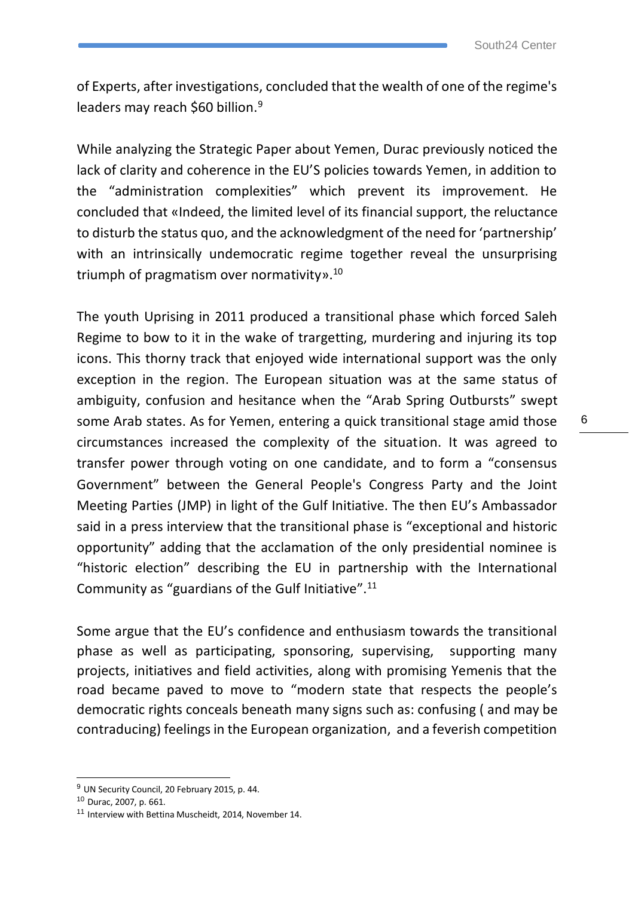of Experts, after investigations, concluded that the wealth of one of the regime's leaders may reach $60 billion.[9]

While analyzing the Strategic Paper about Yemen, Durac previously noticed the lack of clarity and coherence in the EU'S policies towards Yemen, in addition to the "administration complexities" which prevent its improvement. He concluded that «Indeed, the limited level of its financial support, the reluctance to disturb the status quo, and the acknowledgment of the need for 'partnership' with an intrinsically undemocratic regime together reveal the unsurprising triumph of pragmatism over normativity».[10]

The youth Uprising in 2011 produced a transitional phase which forced Saleh Regime to bow to it in the wake of trargetting, murdering and injuring its top icons. This thorny track that enjoyed wide international support was the only exception in the region. The European situation was at the same status of ambiguity, confusion and hesitance when the "Arab Spring Outbursts" swept some Arab states. As for Yemen, entering a quick transitional stage amid those circumstances increased the complexity of the situation. It was agreed to transfer power through voting on one candidate, and to form a "consensus Government" between the General People's Congress Party and the Joint Meeting Parties (JMP) in light of the Gulf Initiative. The then EU's Ambassador said in a press interview that the transitional phase is "exceptional and historic opportunity" adding that the acclamation of the only presidential nominee is "historic election" describing the EU in partnership with the International Community as "guardians of the Gulf Initiative".[11]

Some argue that the EU's confidence and enthusiasm towards the transitional phase as well as participating, sponsoring, supervising, supporting many projects, initiatives and field activities, along with promising Yemenis that the road became paved to move to "modern state that respects the people's democratic rights conceals beneath many signs such as: confusing ( and may be contraducing) feelings in the European organization, and a feverish competition

---

[9] UN Security Council, 20 February 2015, p. 44.

[10] Durac, 2007, p. 661.

[11] Interview with Bettina Muscheidt, 2014, November 14.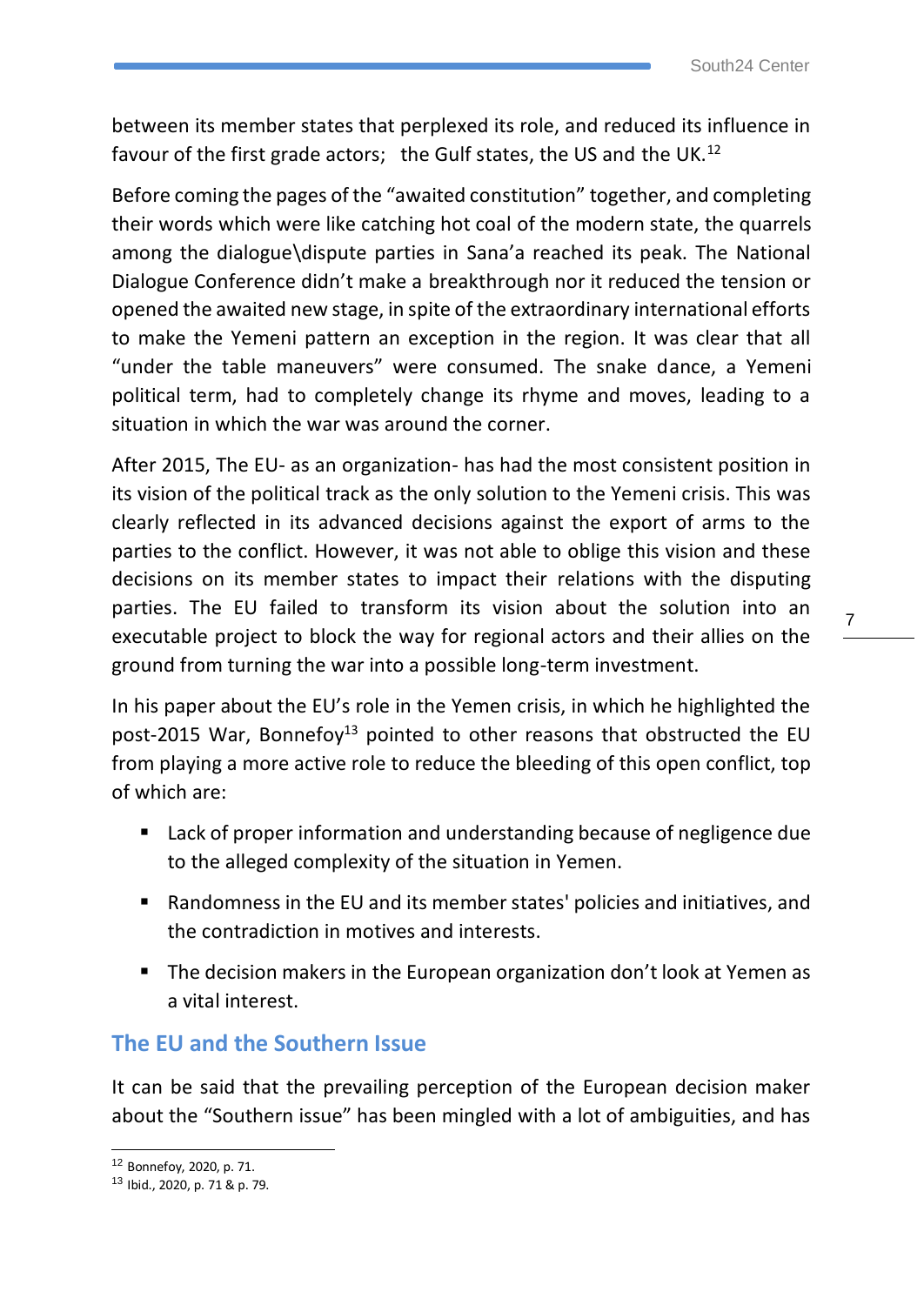between its member states that perplexed its role, and reduced its influence in favour of the first grade actors; the Gulf states, the US and the UK.[12]

Before coming the pages of the "awaited constitution" together, and completing their words which were like catching hot coal of the modern state, the quarrels among the dialogue\dispute parties in Sana'a reached its peak. The National Dialogue Conference didn't make a breakthrough nor it reduced the tension or opened the awaited new stage, in spite of the extraordinary international efforts to make the Yemeni pattern an exception in the region. It was clear that all "under the table maneuvers" were consumed. The snake dance, a Yemeni political term, had to completely change its rhyme and moves, leading to a situation in which the war was around the corner.

After 2015, The EU- as an organization- has had the most consistent position in its vision of the political track as the only solution to the Yemeni crisis. This was clearly reflected in its advanced decisions against the export of arms to the parties to the conflict. However, it was not able to oblige this vision and these decisions on its member states to impact their relations with the disputing parties. The EU failed to transform its vision about the solution into an executable project to block the way for regional actors and their allies on the ground from turning the war into a possible long-term investment.

In his paper about the EU's role in the Yemen crisis, in which he highlighted the post-2015 War, Bonnefoy[13] pointed to other reasons that obstructed the EU from playing a more active role to reduce the bleeding of this open conflict, top of which are:

- Lack of proper information and understanding because of negligence due to the alleged complexity of the situation in Yemen.
- Randomness in the EU and its member states' policies and initiatives, and the contradiction in motives and interests.
- The decision makers in the European organization don't look at Yemen as a vital interest.

## The EU and the Southern Issue

It can be said that the prevailing perception of the European decision maker about the "Southern issue" has been mingled with a lot of ambiguities, and has

---

[12] Bonnefoy, 2020, p. 71.

[13] Ibid., 2020, p. 71 & p. 79.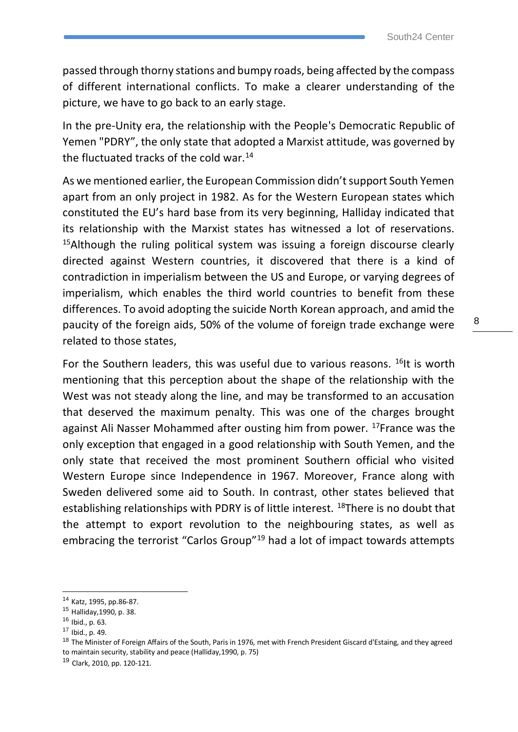passed through thorny stations and bumpy roads, being affected by the compass of different international conflicts. To make a clearer understanding of the picture, we have to go back to an early stage.

In the pre-Unity era, the relationship with the People's Democratic Republic of Yemen "PDRY", the only state that adopted a Marxist attitude, was governed by the fluctuated tracks of the cold war.[14]

As we mentioned earlier, the European Commission didn't support South Yemen apart from an only project in 1982. As for the Western European states which constituted the EU's hard base from its very beginning, Halliday indicated that its relationship with the Marxist states has witnessed a lot of reservations. [15]Although the ruling political system was issuing a foreign discourse clearly directed against Western countries, it discovered that there is a kind of contradiction in imperialism between the US and Europe, or varying degrees of imperialism, which enables the third world countries to benefit from these differences. To avoid adopting the suicide North Korean approach, and amid the paucity of the foreign aids, 50% of the volume of foreign trade exchange were related to those states,

For the Southern leaders, this was useful due to various reasons. [16]It is worth mentioning that this perception about the shape of the relationship with the West was not steady along the line, and may be transformed to an accusation that deserved the maximum penalty. This was one of the charges brought against Ali Nasser Mohammed after ousting him from power. [17]France was the only exception that engaged in a good relationship with South Yemen, and the only state that received the most prominent Southern official who visited Western Europe since Independence in 1967. Moreover, France along with Sweden delivered some aid to South. In contrast, other states believed that establishing relationships with PDRY is of little interest. [18]There is no doubt that the attempt to export revolution to the neighbouring states, as well as embracing the terrorist "Carlos Group"[19] had a lot of impact towards attempts

---

[14] Katz, 1995, pp.86-87.

[15] Halliday,1990, p. 38.

[16] Ibid., p. 63.

[17] Ibid., p. 49.

[18] The Minister of Foreign Affairs of the South, Paris in 1976, met with French President Giscard d'Estaing, and they agreed to maintain security, stability and peace (Halliday,1990, p. 75)

[19] Clark, 2010, pp. 120-121.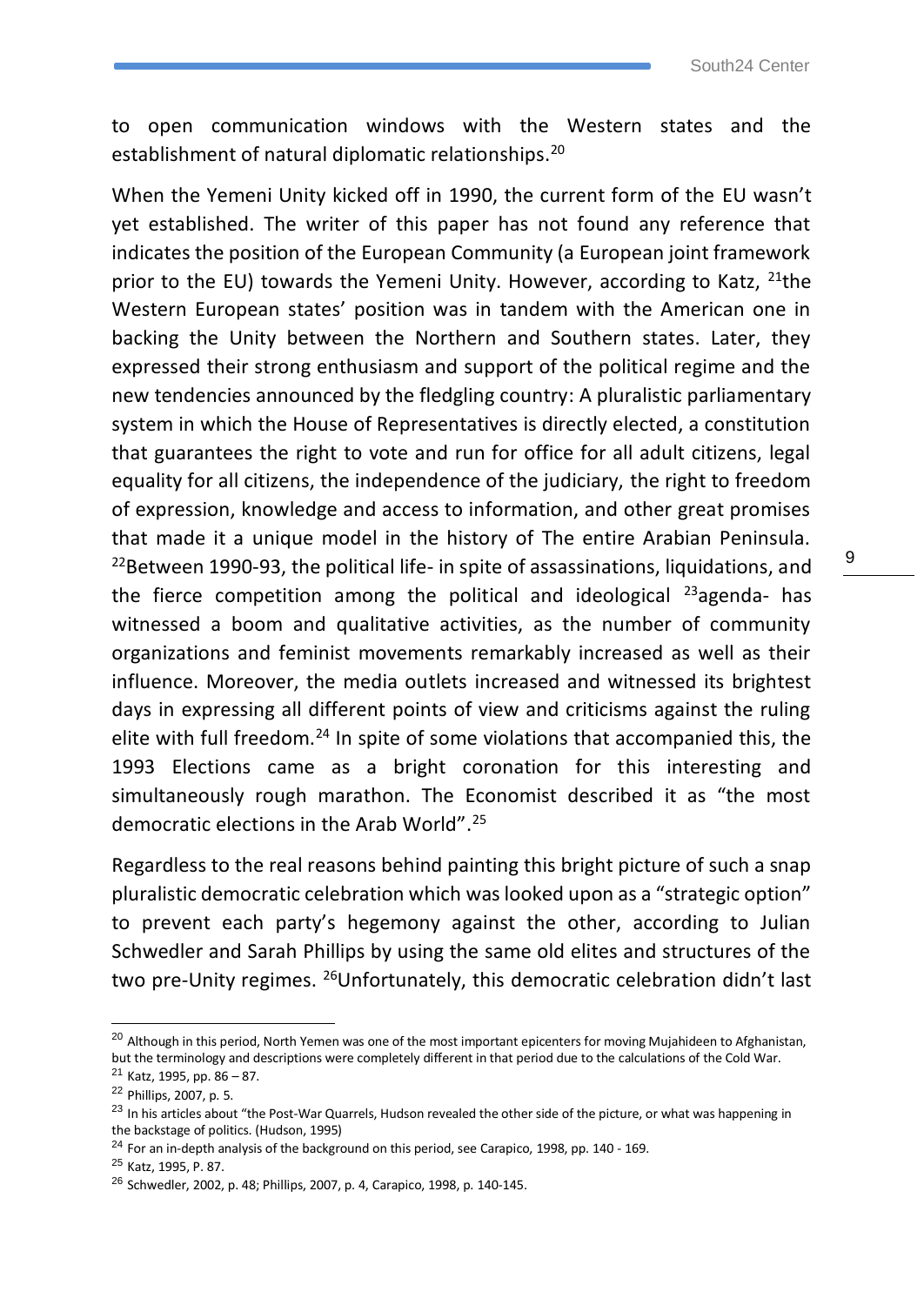to open communication windows with the Western states and the establishment of natural diplomatic relationships.[20]

When the Yemeni Unity kicked off in 1990, the current form of the EU wasn't yet established. The writer of this paper has not found any reference that indicates the position of the European Community (a European joint framework prior to the EU) towards the Yemeni Unity. However, according to Katz, [21]the Western European states' position was in tandem with the American one in backing the Unity between the Northern and Southern states. Later, they expressed their strong enthusiasm and support of the political regime and the new tendencies announced by the fledgling country: A pluralistic parliamentary system in which the House of Representatives is directly elected, a constitution that guarantees the right to vote and run for office for all adult citizens, legal equality for all citizens, the independence of the judiciary, the right to freedom of expression, knowledge and access to information, and other great promises that made it a unique model in the history of The entire Arabian Peninsula. [22]Between 1990-93, the political life- in spite of assassinations, liquidations, and the fierce competition among the political and ideological [23]agenda- has witnessed a boom and qualitative activities, as the number of community organizations and feminist movements remarkably increased as well as their influence. Moreover, the media outlets increased and witnessed its brightest days in expressing all different points of view and criticisms against the ruling elite with full freedom.[24] In spite of some violations that accompanied this, the 1993 Elections came as a bright coronation for this interesting and simultaneously rough marathon. The Economist described it as "the most democratic elections in the Arab World".[25]

Regardless to the real reasons behind painting this bright picture of such a snap pluralistic democratic celebration which was looked upon as a "strategic option" to prevent each party's hegemony against the other, according to Julian Schwedler and Sarah Phillips by using the same old elites and structures of the two pre-Unity regimes. [26]Unfortunately, this democratic celebration didn't last

---

[20] Although in this period, North Yemen was one of the most important epicenters for moving Mujahideen to Afghanistan, but the terminology and descriptions were completely different in that period due to the calculations of the Cold War.

[21] Katz, 1995, pp. 86 – 87.

[22] Phillips, 2007, p. 5.

[23] In his articles about "the Post-War Quarrels, Hudson revealed the other side of the picture, or what was happening in the backstage of politics. (Hudson, 1995)

[24] For an in-depth analysis of the background on this period, see Carapico, 1998, pp. 140 - 169.

[25] Katz, 1995, P. 87.

[26] Schwedler, 2002, p. 48; Phillips, 2007, p. 4, Carapico, 1998, p. 140-145.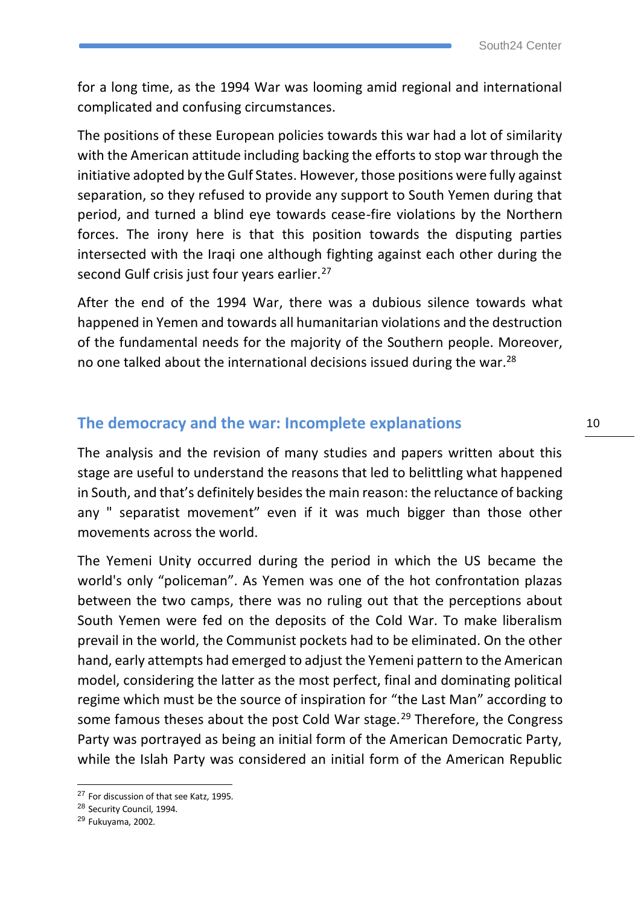for a long time, as the 1994 War was looming amid regional and international complicated and confusing circumstances.

The positions of these European policies towards this war had a lot of similarity with the American attitude including backing the efforts to stop war through the initiative adopted by the Gulf States. However, those positions were fully against separation, so they refused to provide any support to South Yemen during that period, and turned a blind eye towards cease-fire violations by the Northern forces. The irony here is that this position towards the disputing parties intersected with the Iraqi one although fighting against each other during the second Gulf crisis just four years earlier.[27]

After the end of the 1994 War, there was a dubious silence towards what happened in Yemen and towards all humanitarian violations and the destruction of the fundamental needs for the majority of the Southern people. Moreover, no one talked about the international decisions issued during the war.[28]

## The democracy and the war: Incomplete explanations

The analysis and the revision of many studies and papers written about this stage are useful to understand the reasons that led to belittling what happened in South, and that's definitely besides the main reason: the reluctance of backing any " separatist movement" even if it was much bigger than those other movements across the world.

The Yemeni Unity occurred during the period in which the US became the world's only "policeman". As Yemen was one of the hot confrontation plazas between the two camps, there was no ruling out that the perceptions about South Yemen were fed on the deposits of the Cold War. To make liberalism prevail in the world, the Communist pockets had to be eliminated. On the other hand, early attempts had emerged to adjust the Yemeni pattern to the American model, considering the latter as the most perfect, final and dominating political regime which must be the source of inspiration for "the Last Man" according to some famous theses about the post Cold War stage.[29] Therefore, the Congress Party was portrayed as being an initial form of the American Democratic Party, while the Islah Party was considered an initial form of the American Republic

[27] For discussion of that see Katz, 1995.

[28] Security Council, 1994.

[29] Fukuyama, 2002.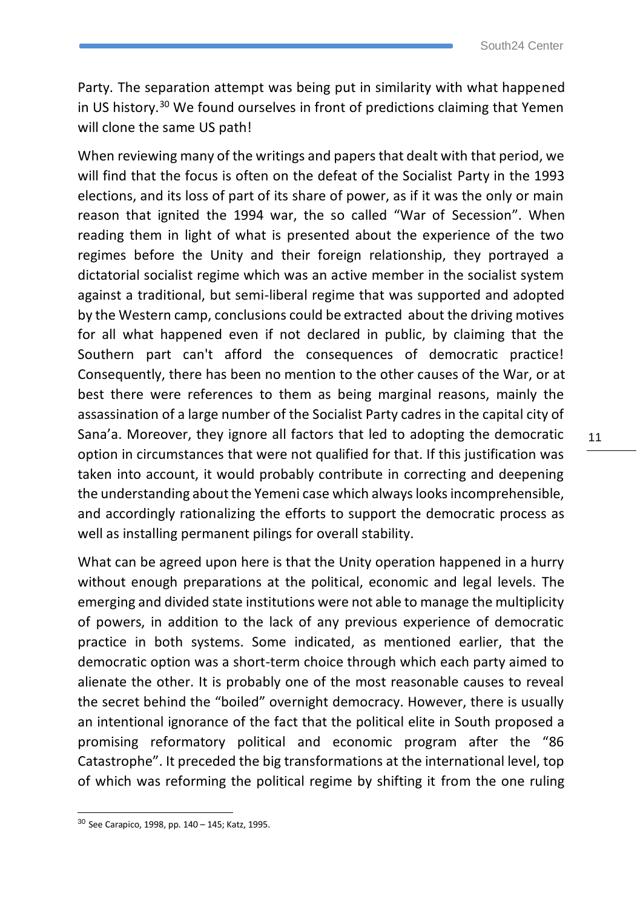Party. The separation attempt was being put in similarity with what happened in US history.[30] We found ourselves in front of predictions claiming that Yemen will clone the same US path!

When reviewing many of the writings and papers that dealt with that period, we will find that the focus is often on the defeat of the Socialist Party in the 1993 elections, and its loss of part of its share of power, as if it was the only or main reason that ignited the 1994 war, the so called "War of Secession". When reading them in light of what is presented about the experience of the two regimes before the Unity and their foreign relationship, they portrayed a dictatorial socialist regime which was an active member in the socialist system against a traditional, but semi-liberal regime that was supported and adopted by the Western camp, conclusions could be extracted about the driving motives for all what happened even if not declared in public, by claiming that the Southern part can't afford the consequences of democratic practice! Consequently, there has been no mention to the other causes of the War, or at best there were references to them as being marginal reasons, mainly the assassination of a large number of the Socialist Party cadres in the capital city of Sana'a. Moreover, they ignore all factors that led to adopting the democratic option in circumstances that were not qualified for that. If this justification was taken into account, it would probably contribute in correcting and deepening the understanding about the Yemeni case which always looks incomprehensible, and accordingly rationalizing the efforts to support the democratic process as well as installing permanent pilings for overall stability.

What can be agreed upon here is that the Unity operation happened in a hurry without enough preparations at the political, economic and legal levels. The emerging and divided state institutions were not able to manage the multiplicity of powers, in addition to the lack of any previous experience of democratic practice in both systems. Some indicated, as mentioned earlier, that the democratic option was a short-term choice through which each party aimed to alienate the other. It is probably one of the most reasonable causes to reveal the secret behind the "boiled" overnight democracy. However, there is usually an intentional ignorance of the fact that the political elite in South proposed a promising reformatory political and economic program after the "86 Catastrophe". It preceded the big transformations at the international level, top of which was reforming the political regime by shifting it from the one ruling

[30] See Carapico, 1998, pp. 140 – 145; Katz, 1995.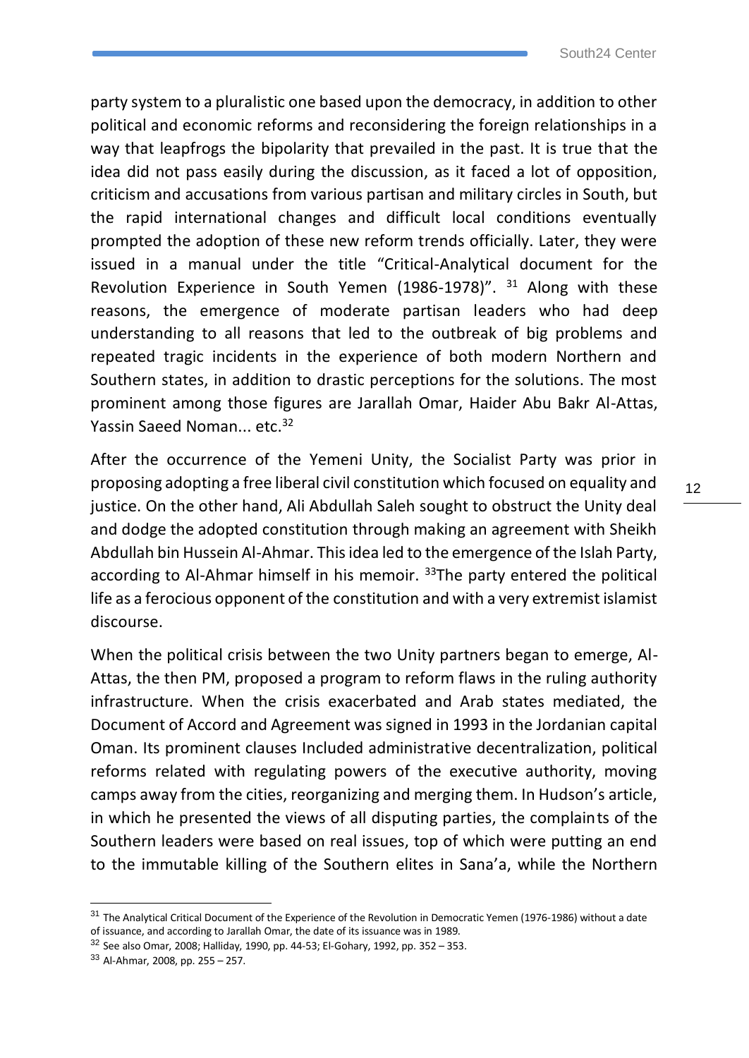party system to a pluralistic one based upon the democracy, in addition to other political and economic reforms and reconsidering the foreign relationships in a way that leapfrogs the bipolarity that prevailed in the past. It is true that the idea did not pass easily during the discussion, as it faced a lot of opposition, criticism and accusations from various partisan and military circles in South, but the rapid international changes and difficult local conditions eventually prompted the adoption of these new reform trends officially. Later, they were issued in a manual under the title "Critical-Analytical document for the Revolution Experience in South Yemen (1986-1978)". [31] Along with these reasons, the emergence of moderate partisan leaders who had deep understanding to all reasons that led to the outbreak of big problems and repeated tragic incidents in the experience of both modern Northern and Southern states, in addition to drastic perceptions for the solutions. The most prominent among those figures are Jarallah Omar, Haider Abu Bakr Al-Attas, Yassin Saeed Noman... etc.[32]

After the occurrence of the Yemeni Unity, the Socialist Party was prior in proposing adopting a free liberal civil constitution which focused on equality and justice. On the other hand, Ali Abdullah Saleh sought to obstruct the Unity deal and dodge the adopted constitution through making an agreement with Sheikh Abdullah bin Hussein Al-Ahmar. This idea led to the emergence of the Islah Party, according to Al-Ahmar himself in his memoir. [33]The party entered the political life as a ferocious opponent of the constitution and with a very extremist islamist discourse.

When the political crisis between the two Unity partners began to emerge, Al-Attas, the then PM, proposed a program to reform flaws in the ruling authority infrastructure. When the crisis exacerbated and Arab states mediated, the Document of Accord and Agreement was signed in 1993 in the Jordanian capital Oman. Its prominent clauses Included administrative decentralization, political reforms related with regulating powers of the executive authority, moving camps away from the cities, reorganizing and merging them. In Hudson's article, in which he presented the views of all disputing parties, the complaints of the Southern leaders were based on real issues, top of which were putting an end to the immutable killing of the Southern elites in Sana'a, while the Northern

---

[31] The Analytical Critical Document of the Experience of the Revolution in Democratic Yemen (1976-1986) without a date of issuance, and according to Jarallah Omar, the date of its issuance was in 1989.

[32] See also Omar, 2008; Halliday, 1990, pp. 44-53; El-Gohary, 1992, pp. 352 – 353.

[33] Al-Ahmar, 2008, pp. 255 – 257.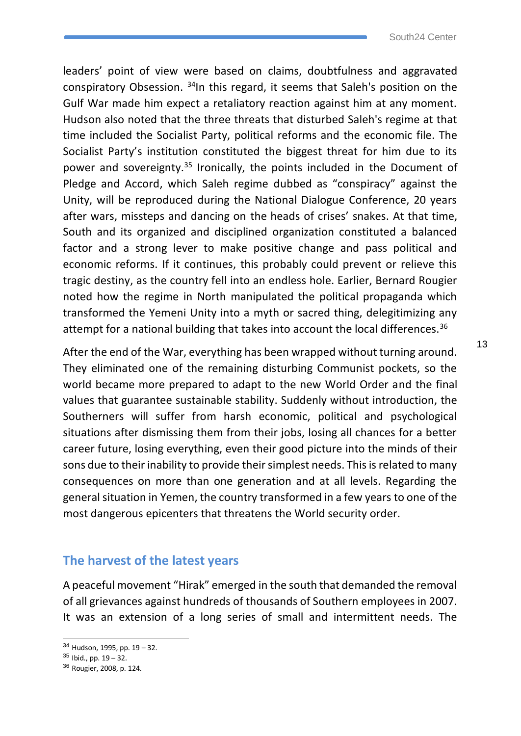leaders' point of view were based on claims, doubtfulness and aggravated conspiratory Obsession. [34]In this regard, it seems that Saleh's position on the Gulf War made him expect a retaliatory reaction against him at any moment. Hudson also noted that the three threats that disturbed Saleh's regime at that time included the Socialist Party, political reforms and the economic file. The Socialist Party's institution constituted the biggest threat for him due to its power and sovereignty.[35] Ironically, the points included in the Document of Pledge and Accord, which Saleh regime dubbed as "conspiracy" against the Unity, will be reproduced during the National Dialogue Conference, 20 years after wars, missteps and dancing on the heads of crises' snakes. At that time, South and its organized and disciplined organization constituted a balanced factor and a strong lever to make positive change and pass political and economic reforms. If it continues, this probably could prevent or relieve this tragic destiny, as the country fell into an endless hole. Earlier, Bernard Rougier noted how the regime in North manipulated the political propaganda which transformed the Yemeni Unity into a myth or sacred thing, delegitimizing any attempt for a national building that takes into account the local differences.[36]

After the end of the War, everything has been wrapped without turning around. They eliminated one of the remaining disturbing Communist pockets, so the world became more prepared to adapt to the new World Order and the final values that guarantee sustainable stability. Suddenly without introduction, the Southerners will suffer from harsh economic, political and psychological situations after dismissing them from their jobs, losing all chances for a better career future, losing everything, even their good picture into the minds of their sons due to their inability to provide their simplest needs. This is related to many consequences on more than one generation and at all levels. Regarding the general situation in Yemen, the country transformed in a few years to one of the most dangerous epicenters that threatens the World security order.

## The harvest of the latest years

A peaceful movement "Hirak" emerged in the south that demanded the removal of all grievances against hundreds of thousands of Southern employees in 2007. It was an extension of a long series of small and intermittent needs. The

---

[34] Hudson, 1995, pp. 19 – 32.

[35] Ibid., pp. 19 – 32.

[36] Rougier, 2008, p. 124.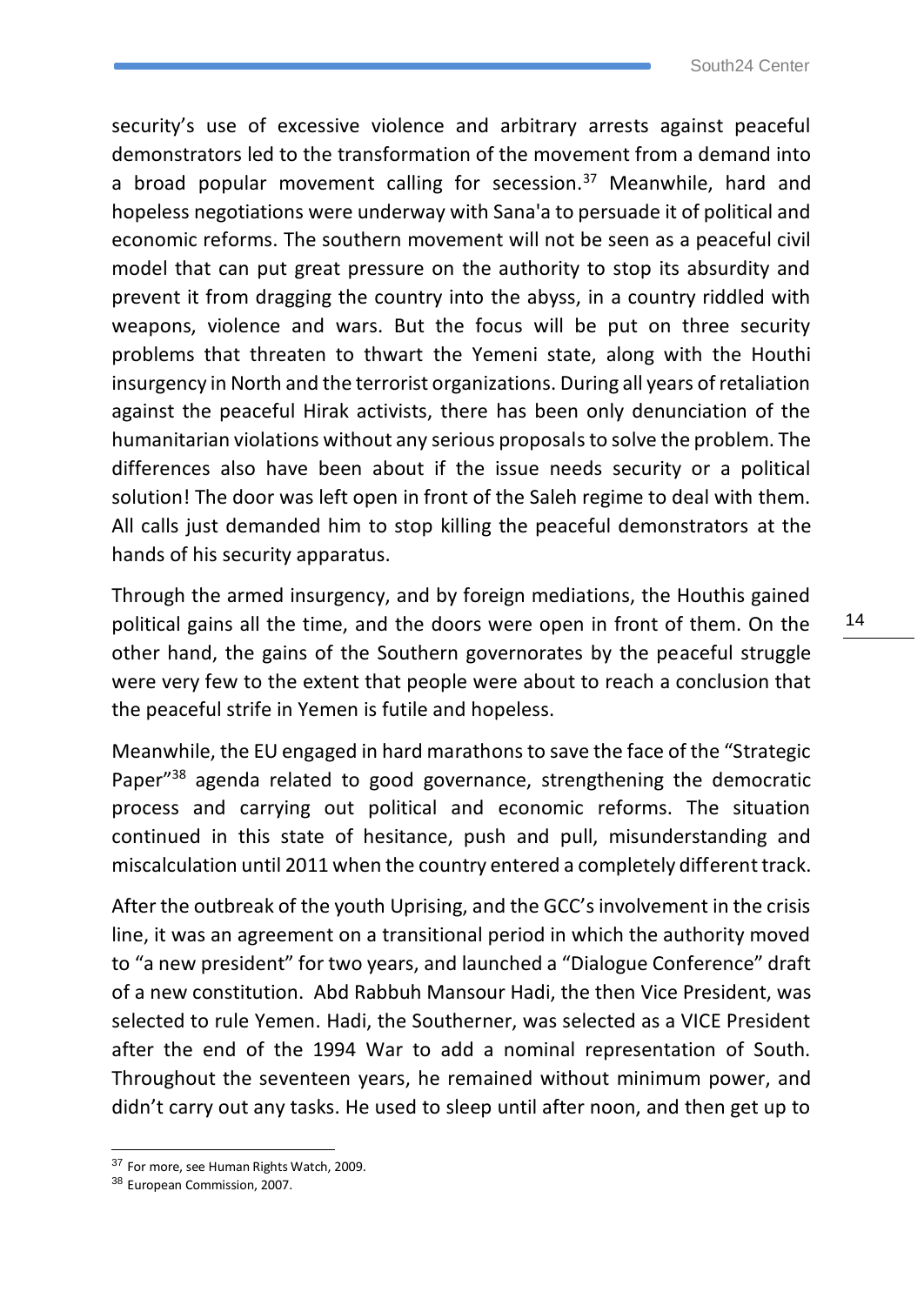security's use of excessive violence and arbitrary arrests against peaceful demonstrators led to the transformation of the movement from a demand into a broad popular movement calling for secession.[37] Meanwhile, hard and hopeless negotiations were underway with Sana'a to persuade it of political and economic reforms. The southern movement will not be seen as a peaceful civil model that can put great pressure on the authority to stop its absurdity and prevent it from dragging the country into the abyss, in a country riddled with weapons, violence and wars. But the focus will be put on three security problems that threaten to thwart the Yemeni state, along with the Houthi insurgency in North and the terrorist organizations. During all years of retaliation against the peaceful Hirak activists, there has been only denunciation of the humanitarian violations without any serious proposals to solve the problem. The differences also have been about if the issue needs security or a political solution! The door was left open in front of the Saleh regime to deal with them. All calls just demanded him to stop killing the peaceful demonstrators at the hands of his security apparatus.

Through the armed insurgency, and by foreign mediations, the Houthis gained political gains all the time, and the doors were open in front of them. On the other hand, the gains of the Southern governorates by the peaceful struggle were very few to the extent that people were about to reach a conclusion that the peaceful strife in Yemen is futile and hopeless.

Meanwhile, the EU engaged in hard marathons to save the face of the "Strategic Paper"[38] agenda related to good governance, strengthening the democratic process and carrying out political and economic reforms. The situation continued in this state of hesitance, push and pull, misunderstanding and miscalculation until 2011 when the country entered a completely different track.

After the outbreak of the youth Uprising, and the GCC's involvement in the crisis line, it was an agreement on a transitional period in which the authority moved to "a new president" for two years, and launched a "Dialogue Conference" draft of a new constitution. Abd Rabbuh Mansour Hadi, the then Vice President, was selected to rule Yemen. Hadi, the Southerner, was selected as a VICE President after the end of the 1994 War to add a nominal representation of South. Throughout the seventeen years, he remained without minimum power, and didn't carry out any tasks. He used to sleep until after noon, and then get up to

---

[37] For more, see Human Rights Watch, 2009.

[38] European Commission, 2007.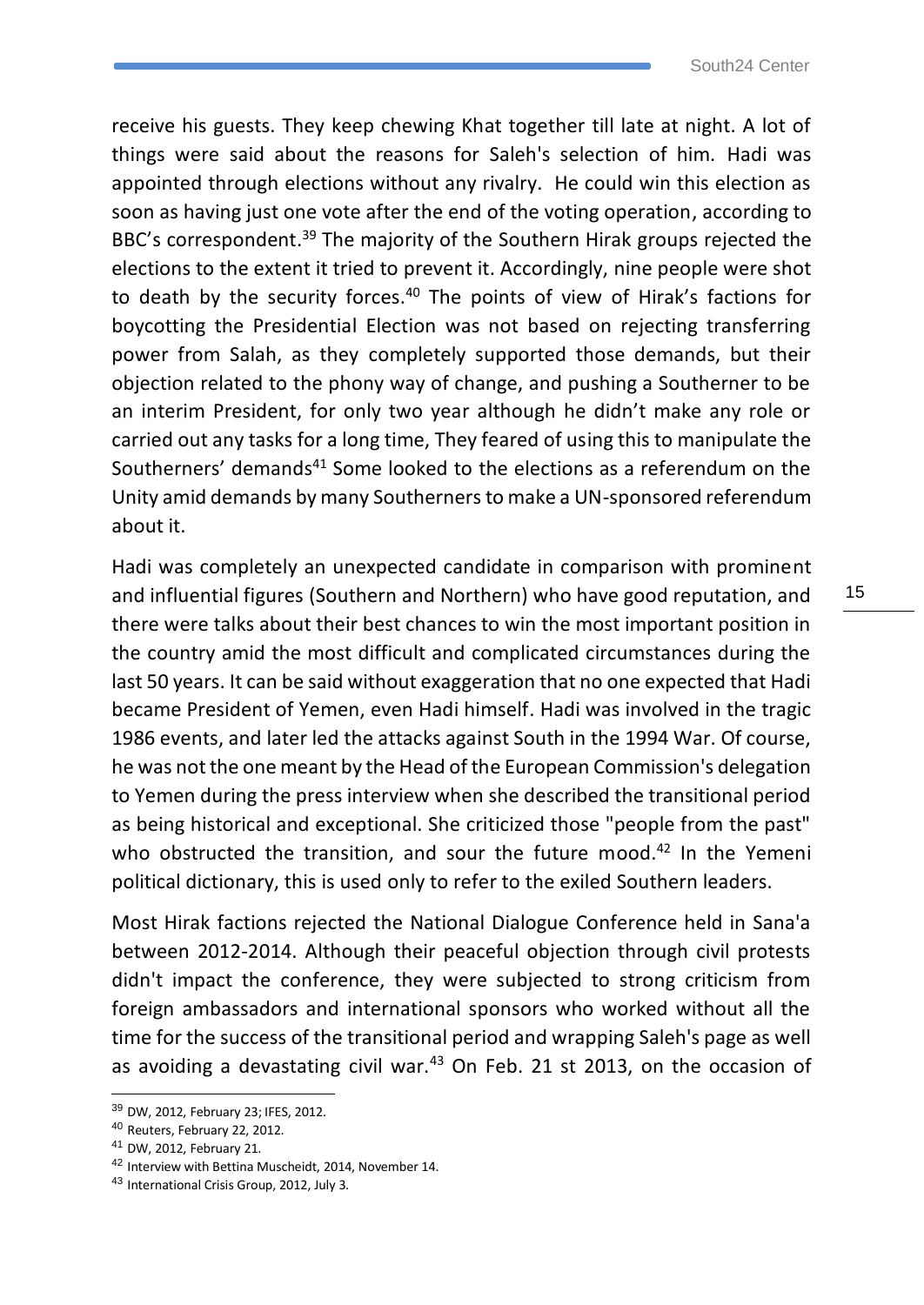receive his guests. They keep chewing Khat together till late at night. A lot of things were said about the reasons for Saleh's selection of him. Hadi was appointed through elections without any rivalry. He could win this election as soon as having just one vote after the end of the voting operation, according to BBC's correspondent.[39] The majority of the Southern Hirak groups rejected the elections to the extent it tried to prevent it. Accordingly, nine people were shot to death by the security forces.[40] The points of view of Hirak's factions for boycotting the Presidential Election was not based on rejecting transferring power from Salah, as they completely supported those demands, but their objection related to the phony way of change, and pushing a Southerner to be an interim President, for only two year although he didn't make any role or carried out any tasks for a long time, They feared of using this to manipulate the Southerners' demands[41] Some looked to the elections as a referendum on the Unity amid demands by many Southerners to make a UN-sponsored referendum about it.

Hadi was completely an unexpected candidate in comparison with prominent and influential figures (Southern and Northern) who have good reputation, and there were talks about their best chances to win the most important position in the country amid the most difficult and complicated circumstances during the last 50 years. It can be said without exaggeration that no one expected that Hadi became President of Yemen, even Hadi himself. Hadi was involved in the tragic 1986 events, and later led the attacks against South in the 1994 War. Of course, he was not the one meant by the Head of the European Commission's delegation to Yemen during the press interview when she described the transitional period as being historical and exceptional. She criticized those "people from the past" who obstructed the transition, and sour the future mood.[42] In the Yemeni political dictionary, this is used only to refer to the exiled Southern leaders.

Most Hirak factions rejected the National Dialogue Conference held in Sana'a between 2012-2014. Although their peaceful objection through civil protests didn't impact the conference, they were subjected to strong criticism from foreign ambassadors and international sponsors who worked without all the time for the success of the transitional period and wrapping Saleh's page as well as avoiding a devastating civil war.[43] On Feb. 21 st 2013, on the occasion of

---

[39] DW, 2012, February 23; IFES, 2012.

[40] Reuters, February 22, 2012.

[41] DW, 2012, February 21.

[42] Interview with Bettina Muscheidt, 2014, November 14.

[43] International Crisis Group, 2012, July 3.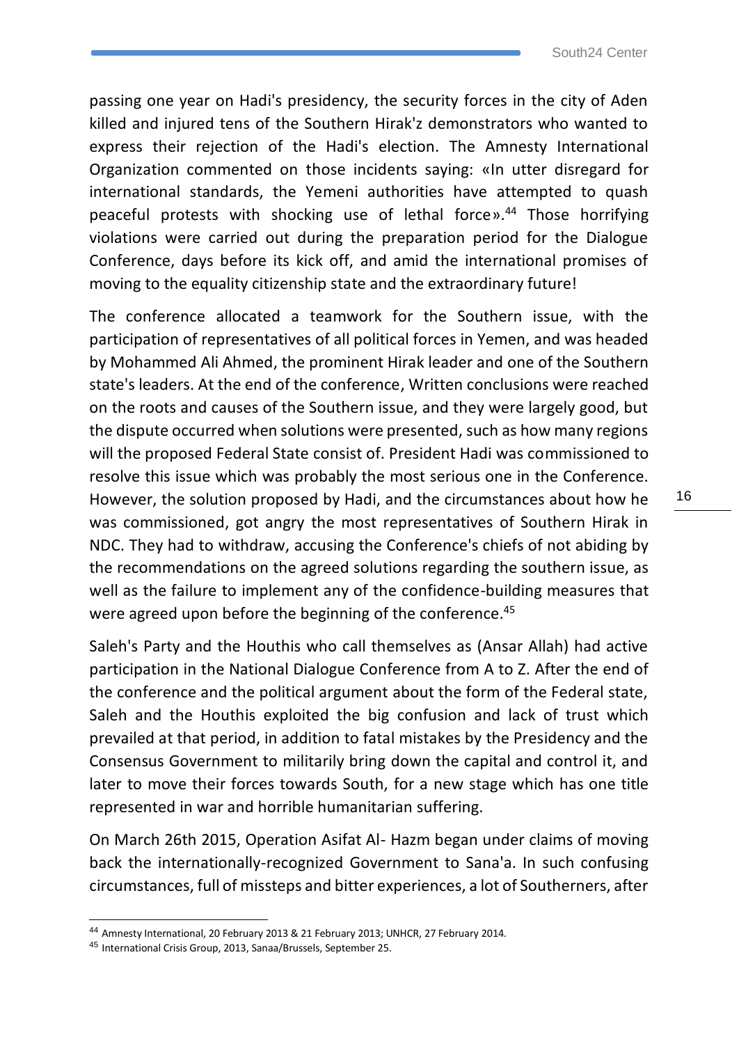passing one year on Hadi's presidency, the security forces in the city of Aden killed and injured tens of the Southern Hirak'z demonstrators who wanted to express their rejection of the Hadi's election. The Amnesty International Organization commented on those incidents saying: «In utter disregard for international standards, the Yemeni authorities have attempted to quash peaceful protests with shocking use of lethal force».[44] Those horrifying violations were carried out during the preparation period for the Dialogue Conference, days before its kick off, and amid the international promises of moving to the equality citizenship state and the extraordinary future!

The conference allocated a teamwork for the Southern issue, with the participation of representatives of all political forces in Yemen, and was headed by Mohammed Ali Ahmed, the prominent Hirak leader and one of the Southern state's leaders. At the end of the conference, Written conclusions were reached on the roots and causes of the Southern issue, and they were largely good, but the dispute occurred when solutions were presented, such as how many regions will the proposed Federal State consist of. President Hadi was commissioned to resolve this issue which was probably the most serious one in the Conference. However, the solution proposed by Hadi, and the circumstances about how he was commissioned, got angry the most representatives of Southern Hirak in NDC. They had to withdraw, accusing the Conference's chiefs of not abiding by the recommendations on the agreed solutions regarding the southern issue, as well as the failure to implement any of the confidence-building measures that were agreed upon before the beginning of the conference.[45]

Saleh's Party and the Houthis who call themselves as (Ansar Allah) had active participation in the National Dialogue Conference from A to Z. After the end of the conference and the political argument about the form of the Federal state, Saleh and the Houthis exploited the big confusion and lack of trust which prevailed at that period, in addition to fatal mistakes by the Presidency and the Consensus Government to militarily bring down the capital and control it, and later to move their forces towards South, for a new stage which has one title represented in war and horrible humanitarian suffering.

On March 26th 2015, Operation Asifat Al- Hazm began under claims of moving back the internationally-recognized Government to Sana'a. In such confusing circumstances, full of missteps and bitter experiences, a lot of Southerners, after

---

[44] Amnesty International, 20 February 2013 & 21 February 2013; UNHCR, 27 February 2014.

[45] International Crisis Group, 2013, Sanaa/Brussels, September 25.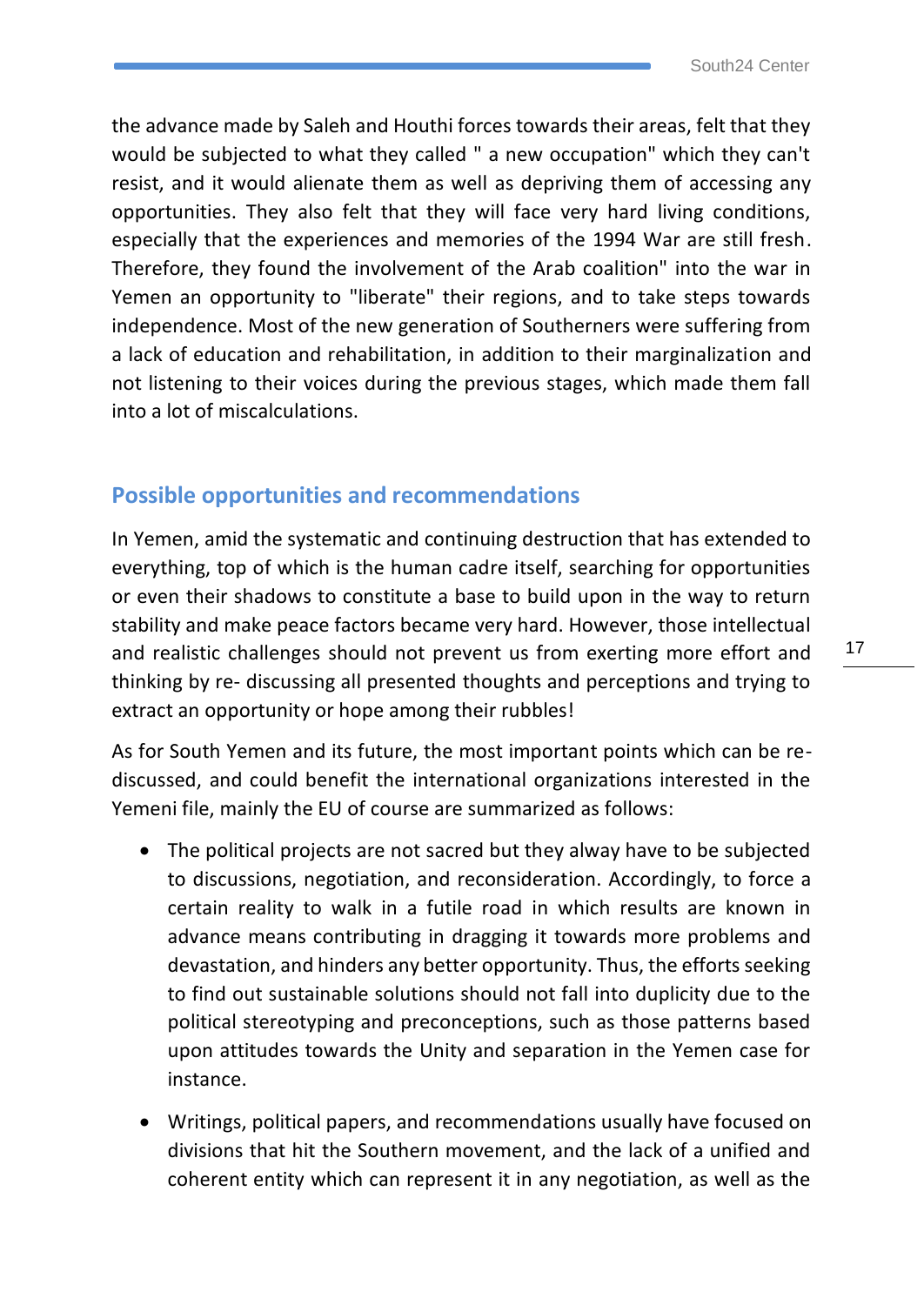the advance made by Saleh and Houthi forces towards their areas, felt that they would be subjected to what they called " a new occupation" which they can't resist, and it would alienate them as well as depriving them of accessing any opportunities. They also felt that they will face very hard living conditions, especially that the experiences and memories of the 1994 War are still fresh. Therefore, they found the involvement of the Arab coalition" into the war in Yemen an opportunity to "liberate" their regions, and to take steps towards independence. Most of the new generation of Southerners were suffering from a lack of education and rehabilitation, in addition to their marginalization and not listening to their voices during the previous stages, which made them fall into a lot of miscalculations.

## Possible opportunities and recommendations

In Yemen, amid the systematic and continuing destruction that has extended to everything, top of which is the human cadre itself, searching for opportunities or even their shadows to constitute a base to build upon in the way to return stability and make peace factors became very hard. However, those intellectual and realistic challenges should not prevent us from exerting more effort and thinking by re- discussing all presented thoughts and perceptions and trying to extract an opportunity or hope among their rubbles!

As for South Yemen and its future, the most important points which can be re-discussed, and could benefit the international organizations interested in the Yemeni file, mainly the EU of course are summarized as follows:

- The political projects are not sacred but they alway have to be subjected to discussions, negotiation, and reconsideration. Accordingly, to force a certain reality to walk in a futile road in which results are known in advance means contributing in dragging it towards more problems and devastation, and hinders any better opportunity. Thus, the efforts seeking to find out sustainable solutions should not fall into duplicity due to the political stereotyping and preconceptions, such as those patterns based upon attitudes towards the Unity and separation in the Yemen case for instance.
- Writings, political papers, and recommendations usually have focused on divisions that hit the Southern movement, and the lack of a unified and coherent entity which can represent it in any negotiation, as well as the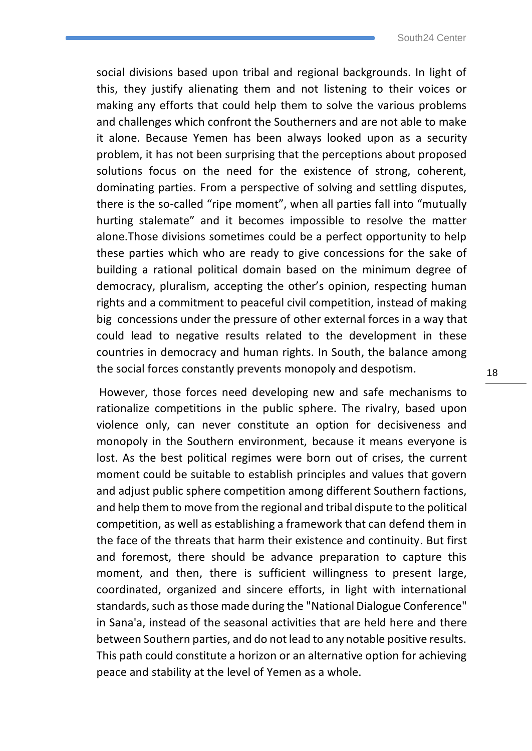social divisions based upon tribal and regional backgrounds. In light of this, they justify alienating them and not listening to their voices or making any efforts that could help them to solve the various problems and challenges which confront the Southerners and are not able to make it alone. Because Yemen has been always looked upon as a security problem, it has not been surprising that the perceptions about proposed solutions focus on the need for the existence of strong, coherent, dominating parties. From a perspective of solving and settling disputes, there is the so-called "ripe moment", when all parties fall into "mutually hurting stalemate" and it becomes impossible to resolve the matter alone.Those divisions sometimes could be a perfect opportunity to help these parties which who are ready to give concessions for the sake of building a rational political domain based on the minimum degree of democracy, pluralism, accepting the other's opinion, respecting human rights and a commitment to peaceful civil competition, instead of making big concessions under the pressure of other external forces in a way that could lead to negative results related to the development in these countries in democracy and human rights. In South, the balance among the social forces constantly prevents monopoly and despotism.

However, those forces need developing new and safe mechanisms to rationalize competitions in the public sphere. The rivalry, based upon violence only, can never constitute an option for decisiveness and monopoly in the Southern environment, because it means everyone is lost. As the best political regimes were born out of crises, the current moment could be suitable to establish principles and values that govern and adjust public sphere competition among different Southern factions, and help them to move from the regional and tribal dispute to the political competition, as well as establishing a framework that can defend them in the face of the threats that harm their existence and continuity. But first and foremost, there should be advance preparation to capture this moment, and then, there is sufficient willingness to present large, coordinated, organized and sincere efforts, in light with international standards, such as those made during the "National Dialogue Conference" in Sana'a, instead of the seasonal activities that are held here and there between Southern parties, and do not lead to any notable positive results. This path could constitute a horizon or an alternative option for achieving peace and stability at the level of Yemen as a whole.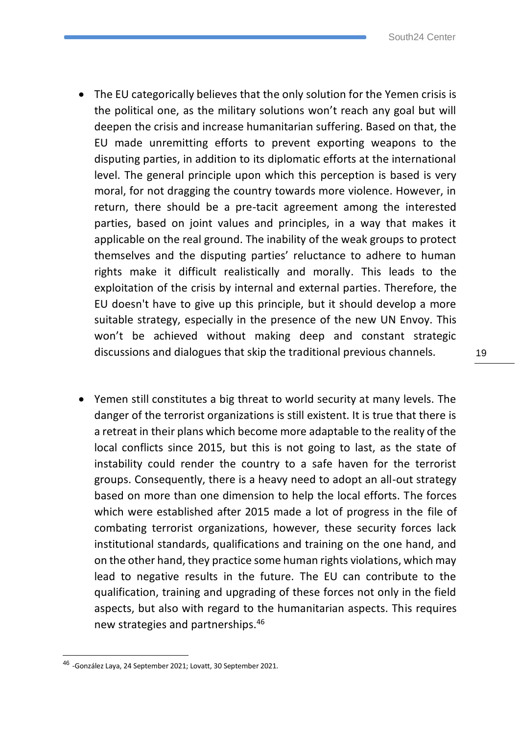- The EU categorically believes that the only solution for the Yemen crisis is the political one, as the military solutions won't reach any goal but will deepen the crisis and increase humanitarian suffering. Based on that, the EU made unremitting efforts to prevent exporting weapons to the disputing parties, in addition to its diplomatic efforts at the international level. The general principle upon which this perception is based is very moral, for not dragging the country towards more violence. However, in return, there should be a pre-tacit agreement among the interested parties, based on joint values and principles, in a way that makes it applicable on the real ground. The inability of the weak groups to protect themselves and the disputing parties' reluctance to adhere to human rights make it difficult realistically and morally. This leads to the exploitation of the crisis by internal and external parties. Therefore, the EU doesn't have to give up this principle, but it should develop a more suitable strategy, especially in the presence of the new UN Envoy. This won't be achieved without making deep and constant strategic discussions and dialogues that skip the traditional previous channels.

- Yemen still constitutes a big threat to world security at many levels. The danger of the terrorist organizations is still existent. It is true that there is a retreat in their plans which become more adaptable to the reality of the local conflicts since 2015, but this is not going to last, as the state of instability could render the country to a safe haven for the terrorist groups. Consequently, there is a heavy need to adopt an all-out strategy based on more than one dimension to help the local efforts. The forces which were established after 2015 made a lot of progress in the file of combating terrorist organizations, however, these security forces lack institutional standards, qualifications and training on the one hand, and on the other hand, they practice some human rights violations, which may lead to negative results in the future. The EU can contribute to the qualification, training and upgrading of these forces not only in the field aspects, but also with regard to the humanitarian aspects. This requires new strategies and partnerships.[46]

[46] -González Laya, 24 September 2021; Lovatt, 30 September 2021.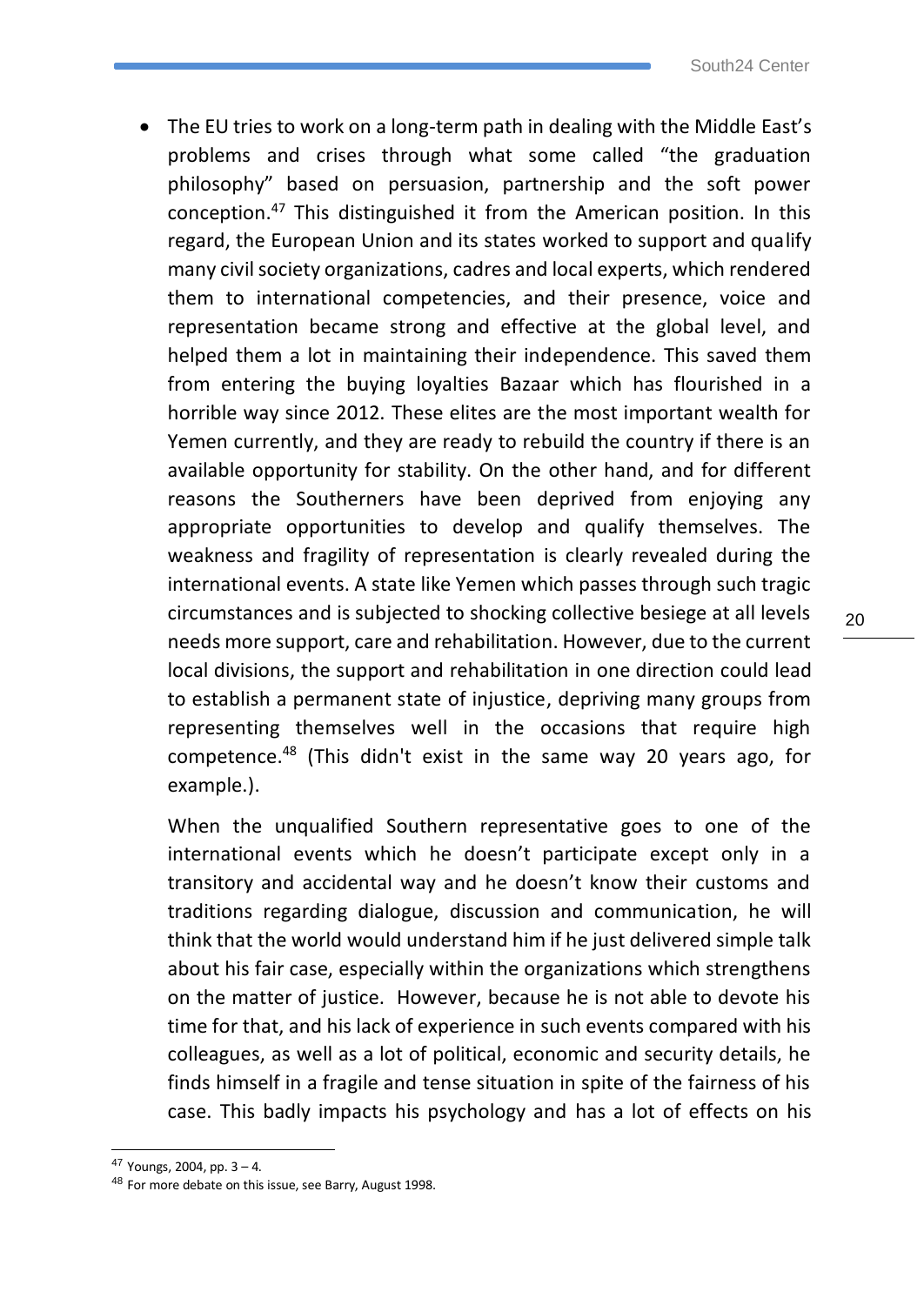- The EU tries to work on a long-term path in dealing with the Middle East's problems and crises through what some called "the graduation philosophy" based on persuasion, partnership and the soft power conception.[47] This distinguished it from the American position. In this regard, the European Union and its states worked to support and qualify many civil society organizations, cadres and local experts, which rendered them to international competencies, and their presence, voice and representation became strong and effective at the global level, and helped them a lot in maintaining their independence. This saved them from entering the buying loyalties Bazaar which has flourished in a horrible way since 2012. These elites are the most important wealth for Yemen currently, and they are ready to rebuild the country if there is an available opportunity for stability. On the other hand, and for different reasons the Southerners have been deprived from enjoying any appropriate opportunities to develop and qualify themselves. The weakness and fragility of representation is clearly revealed during the international events. A state like Yemen which passes through such tragic circumstances and is subjected to shocking collective besiege at all levels needs more support, care and rehabilitation. However, due to the current local divisions, the support and rehabilitation in one direction could lead to establish a permanent state of injustice, depriving many groups from representing themselves well in the occasions that require high competence.[48] (This didn't exist in the same way 20 years ago, for example.).

  When the unqualified Southern representative goes to one of the international events which he doesn't participate except only in a transitory and accidental way and he doesn't know their customs and traditions regarding dialogue, discussion and communication, he will think that the world would understand him if he just delivered simple talk about his fair case, especially within the organizations which strengthens on the matter of justice. However, because he is not able to devote his time for that, and his lack of experience in such events compared with his colleagues, as well as a lot of political, economic and security details, he finds himself in a fragile and tense situation in spite of the fairness of his case. This badly impacts his psychology and has a lot of effects on his

---

[47] Youngs, 2004, pp. 3 – 4.

[48] For more debate on this issue, see Barry, August 1998.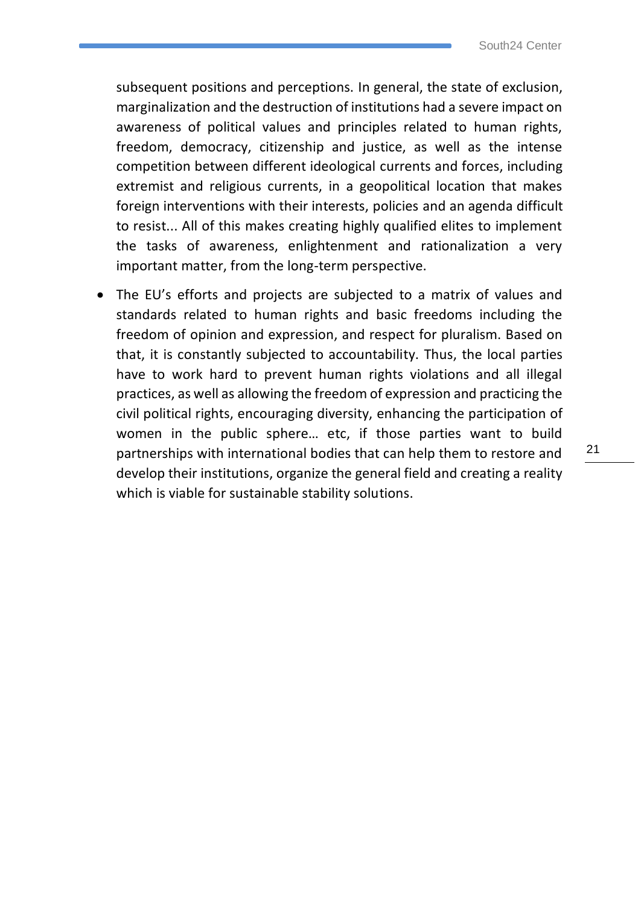subsequent positions and perceptions. In general, the state of exclusion, marginalization and the destruction of institutions had a severe impact on awareness of political values and principles related to human rights, freedom, democracy, citizenship and justice, as well as the intense competition between different ideological currents and forces, including extremist and religious currents, in a geopolitical location that makes foreign interventions with their interests, policies and an agenda difficult to resist... All of this makes creating highly qualified elites to implement the tasks of awareness, enlightenment and rationalization a very important matter, from the long-term perspective.

- The EU's efforts and projects are subjected to a matrix of values and standards related to human rights and basic freedoms including the freedom of opinion and expression, and respect for pluralism. Based on that, it is constantly subjected to accountability. Thus, the local parties have to work hard to prevent human rights violations and all illegal practices, as well as allowing the freedom of expression and practicing the civil political rights, encouraging diversity, enhancing the participation of women in the public sphere… etc, if those parties want to build partnerships with international bodies that can help them to restore and develop their institutions, organize the general field and creating a reality which is viable for sustainable stability solutions.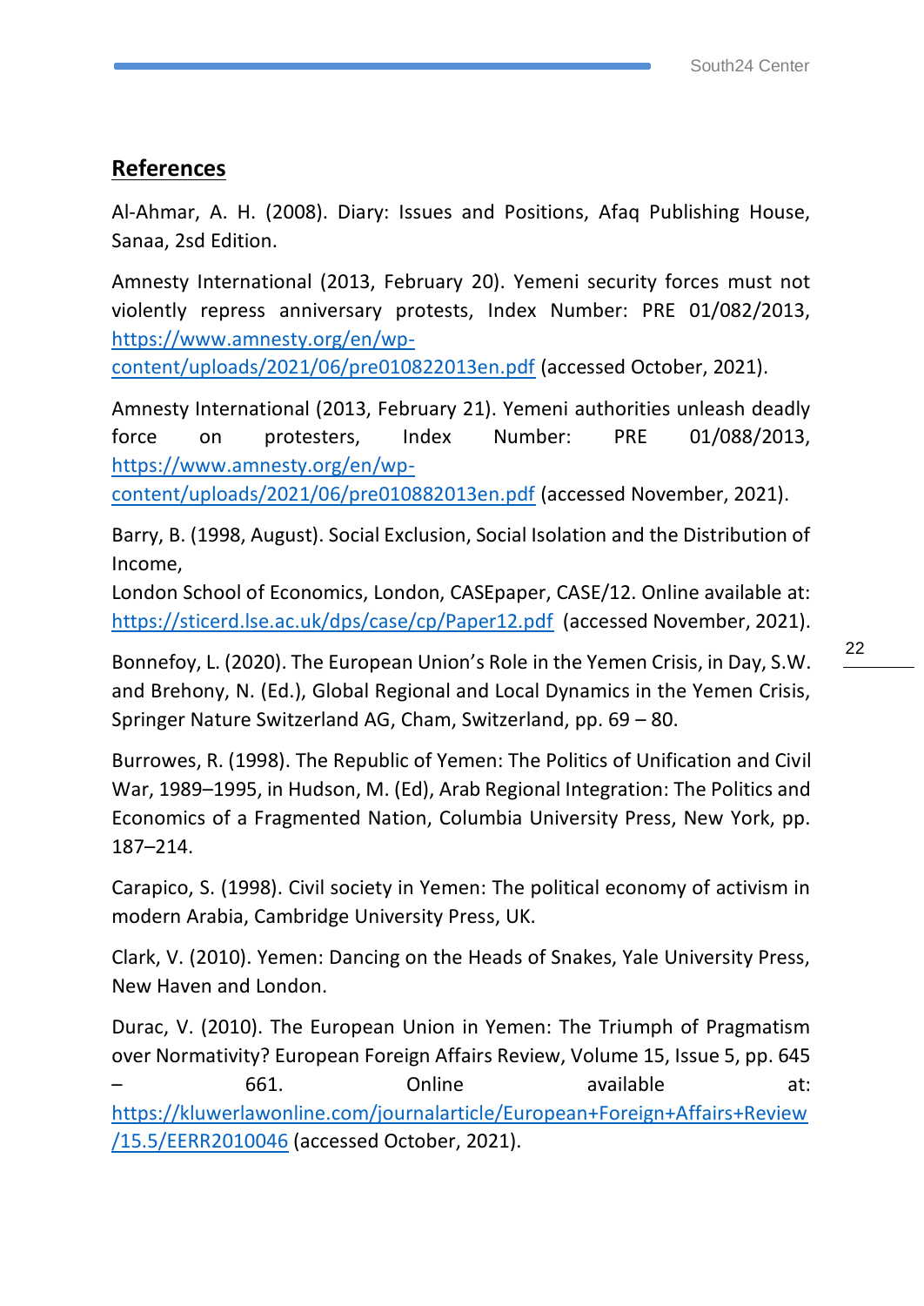## References

Al-Ahmar, A. H. (2008). Diary: Issues and Positions, Afaq Publishing House, Sanaa, 2sd Edition.

Amnesty International (2013, February 20). Yemeni security forces must not violently repress anniversary protests, Index Number: PRE 01/082/2013, https://www.amnesty.org/en/wp-content/uploads/2021/06/pre010822013en.pdf (accessed October, 2021).

Amnesty International (2013, February 21). Yemeni authorities unleash deadly force on protesters, Index Number: PRE 01/088/2013, https://www.amnesty.org/en/wp-content/uploads/2021/06/pre010882013en.pdf (accessed November, 2021).

Barry, B. (1998, August). Social Exclusion, Social Isolation and the Distribution of Income,
London School of Economics, London, CASEpaper, CASE/12. Online available at: https://sticerd.lse.ac.uk/dps/case/cp/Paper12.pdf (accessed November, 2021).

Bonnefoy, L. (2020). The European Union's Role in the Yemen Crisis, in Day, S.W. and Brehony, N. (Ed.), Global Regional and Local Dynamics in the Yemen Crisis, Springer Nature Switzerland AG, Cham, Switzerland, pp. 69 – 80.

Burrowes, R. (1998). The Republic of Yemen: The Politics of Unification and Civil War, 1989–1995, in Hudson, M. (Ed), Arab Regional Integration: The Politics and Economics of a Fragmented Nation, Columbia University Press, New York, pp. 187–214.

Carapico, S. (1998). Civil society in Yemen: The political economy of activism in modern Arabia, Cambridge University Press, UK.

Clark, V. (2010). Yemen: Dancing on the Heads of Snakes, Yale University Press, New Haven and London.

Durac, V. (2010). The European Union in Yemen: The Triumph of Pragmatism over Normativity? European Foreign Affairs Review, Volume 15, Issue 5, pp. 645 – 661. Online available at: https://kluwerlawonline.com/journalarticle/European+Foreign+Affairs+Review/15.5/EERR2010046 (accessed October, 2021).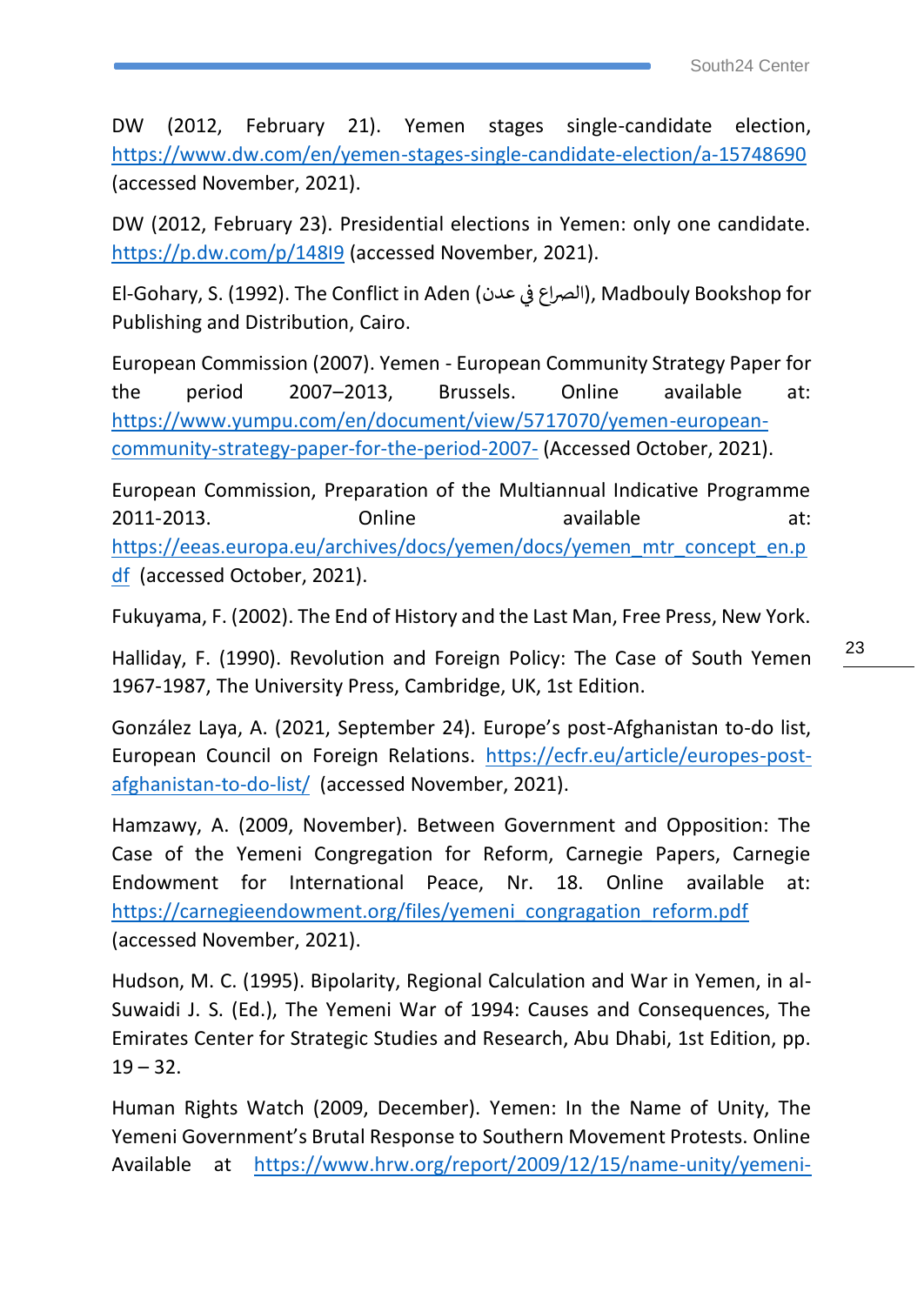DW (2012, February 21). Yemen stages single-candidate election, https://www.dw.com/en/yemen-stages-single-candidate-election/a-15748690 (accessed November, 2021).

DW (2012, February 23). Presidential elections in Yemen: only one candidate. https://p.dw.com/p/148I9 (accessed November, 2021).

El-Gohary, S. (1992). The Conflict in Aden (الصراع في عدن), Madbouly Bookshop for Publishing and Distribution, Cairo.

European Commission (2007). Yemen - European Community Strategy Paper for the period 2007–2013, Brussels. Online available at: https://www.yumpu.com/en/document/view/5717070/yemen-european-community-strategy-paper-for-the-period-2007- (Accessed October, 2021).

European Commission, Preparation of the Multiannual Indicative Programme 2011-2013. Online available at: https://eeas.europa.eu/archives/docs/yemen/docs/yemen_mtr_concept_en.pdf (accessed October, 2021).

Fukuyama, F. (2002). The End of History and the Last Man, Free Press, New York.

Halliday, F. (1990). Revolution and Foreign Policy: The Case of South Yemen 1967-1987, The University Press, Cambridge, UK, 1st Edition.

González Laya, A. (2021, September 24). Europe's post-Afghanistan to-do list, European Council on Foreign Relations. https://ecfr.eu/article/europes-post-afghanistan-to-do-list/ (accessed November, 2021).

Hamzawy, A. (2009, November). Between Government and Opposition: The Case of the Yemeni Congregation for Reform, Carnegie Papers, Carnegie Endowment for International Peace, Nr. 18. Online available at: https://carnegieendowment.org/files/yemeni_congragation_reform.pdf (accessed November, 2021).

Hudson, M. C. (1995). Bipolarity, Regional Calculation and War in Yemen, in al-Suwaidi J. S. (Ed.), The Yemeni War of 1994: Causes and Consequences, The Emirates Center for Strategic Studies and Research, Abu Dhabi, 1st Edition, pp. 19 – 32.

Human Rights Watch (2009, December). Yemen: In the Name of Unity, The Yemeni Government's Brutal Response to Southern Movement Protests. Online Available at https://www.hrw.org/report/2009/12/15/name-unity/yemeni-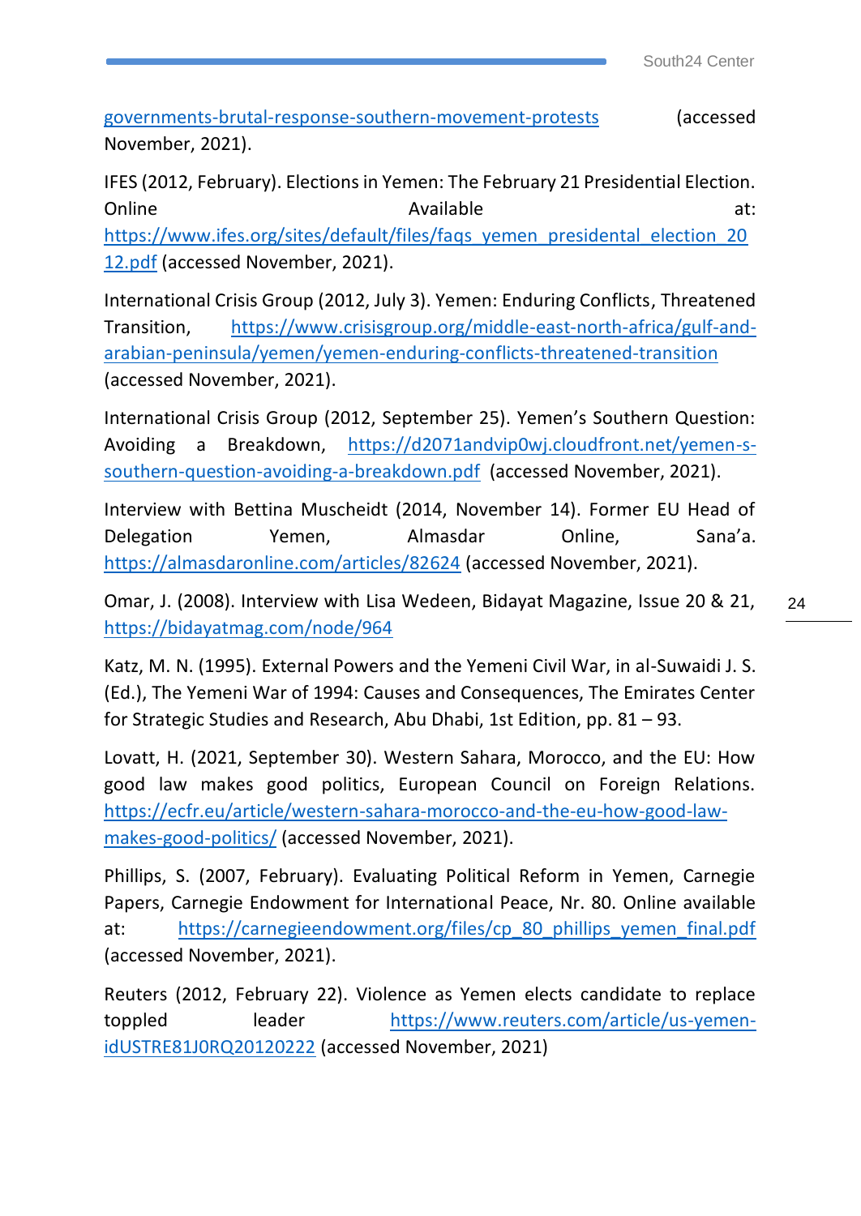governments-brutal-response-southern-movement-protests (accessed November, 2021).

IFES (2012, February). Elections in Yemen: The February 21 Presidential Election. Online Available at: https://www.ifes.org/sites/default/files/faqs_yemen_presidental_election_2012.pdf (accessed November, 2021).

International Crisis Group (2012, July 3). Yemen: Enduring Conflicts, Threatened Transition, https://www.crisisgroup.org/middle-east-north-africa/gulf-and-arabian-peninsula/yemen/yemen-enduring-conflicts-threatened-transition (accessed November, 2021).

International Crisis Group (2012, September 25). Yemen's Southern Question: Avoiding a Breakdown, https://d2071andvip0wj.cloudfront.net/yemen-s-southern-question-avoiding-a-breakdown.pdf (accessed November, 2021).

Interview with Bettina Muscheidt (2014, November 14). Former EU Head of Delegation Yemen, Almasdar Online, Sana'a. https://almasdaronline.com/articles/82624 (accessed November, 2021).

Omar, J. (2008). Interview with Lisa Wedeen, Bidayat Magazine, Issue 20 & 21, https://bidayatmag.com/node/964

Katz, M. N. (1995). External Powers and the Yemeni Civil War, in al-Suwaidi J. S. (Ed.), The Yemeni War of 1994: Causes and Consequences, The Emirates Center for Strategic Studies and Research, Abu Dhabi, 1st Edition, pp. 81 – 93.

Lovatt, H. (2021, September 30). Western Sahara, Morocco, and the EU: How good law makes good politics, European Council on Foreign Relations. https://ecfr.eu/article/western-sahara-morocco-and-the-eu-how-good-law-makes-good-politics/ (accessed November, 2021).

Phillips, S. (2007, February). Evaluating Political Reform in Yemen, Carnegie Papers, Carnegie Endowment for International Peace, Nr. 80. Online available at: https://carnegieendowment.org/files/cp_80_phillips_yemen_final.pdf (accessed November, 2021).

Reuters (2012, February 22). Violence as Yemen elects candidate to replace toppled leader https://www.reuters.com/article/us-yemen-idUSTRE81J0RQ20120222 (accessed November, 2021)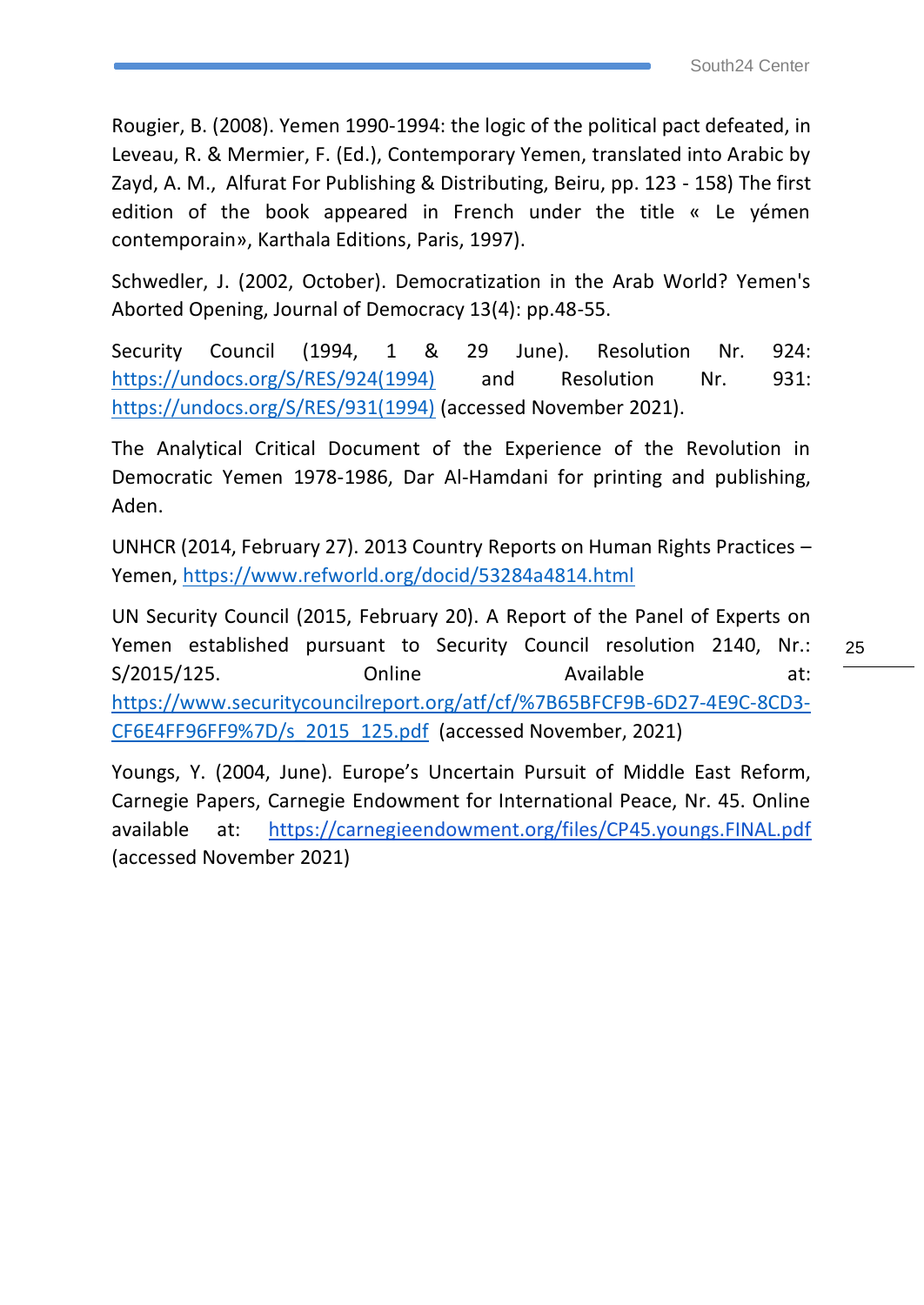Rougier, B. (2008). Yemen 1990-1994: the logic of the political pact defeated, in Leveau, R. & Mermier, F. (Ed.), Contemporary Yemen, translated into Arabic by Zayd, A. M., Alfurat For Publishing & Distributing, Beiru, pp. 123 - 158) The first edition of the book appeared in French under the title « Le yémen contemporain», Karthala Editions, Paris, 1997).

Schwedler, J. (2002, October). Democratization in the Arab World? Yemen's Aborted Opening, Journal of Democracy 13(4): pp.48-55.

Security Council (1994, 1 & 29 June). Resolution Nr. 924: https://undocs.org/S/RES/924(1994) and Resolution Nr. 931: https://undocs.org/S/RES/931(1994) (accessed November 2021).

The Analytical Critical Document of the Experience of the Revolution in Democratic Yemen 1978-1986, Dar Al-Hamdani for printing and publishing, Aden.

UNHCR (2014, February 27). 2013 Country Reports on Human Rights Practices – Yemen, https://www.refworld.org/docid/53284a4814.html

UN Security Council (2015, February 20). A Report of the Panel of Experts on Yemen established pursuant to Security Council resolution 2140, Nr.: S/2015/125. Online Available at: https://www.securitycouncilreport.org/atf/cf/%7B65BFCF9B-6D27-4E9C-8CD3-CF6E4FF96FF9%7D/s_2015_125.pdf (accessed November, 2021)

Youngs, Y. (2004, June). Europe's Uncertain Pursuit of Middle East Reform, Carnegie Papers, Carnegie Endowment for International Peace, Nr. 45. Online available at: https://carnegieendowment.org/files/CP45.youngs.FINAL.pdf (accessed November 2021)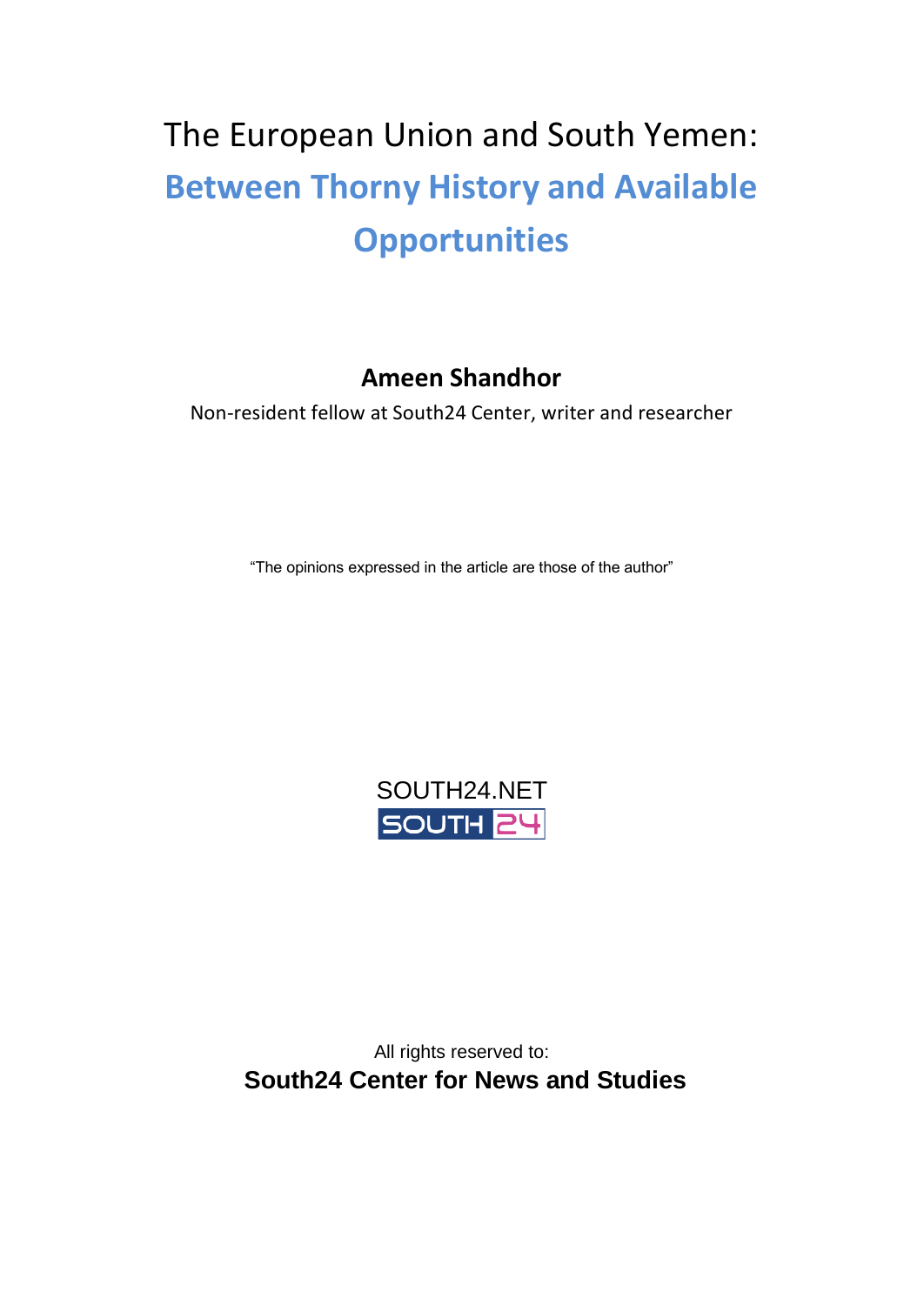# The European Union and South Yemen: **Between Thorny History and Available Opportunities**

**Ameen Shandhor**

Non-resident fellow at South24 Center, writer and researcher

"The opinions expressed in the article are those of the author"

SOUTH24.NET

SOUTH 24

All rights reserved to:

**South24 Center for News and Studies**